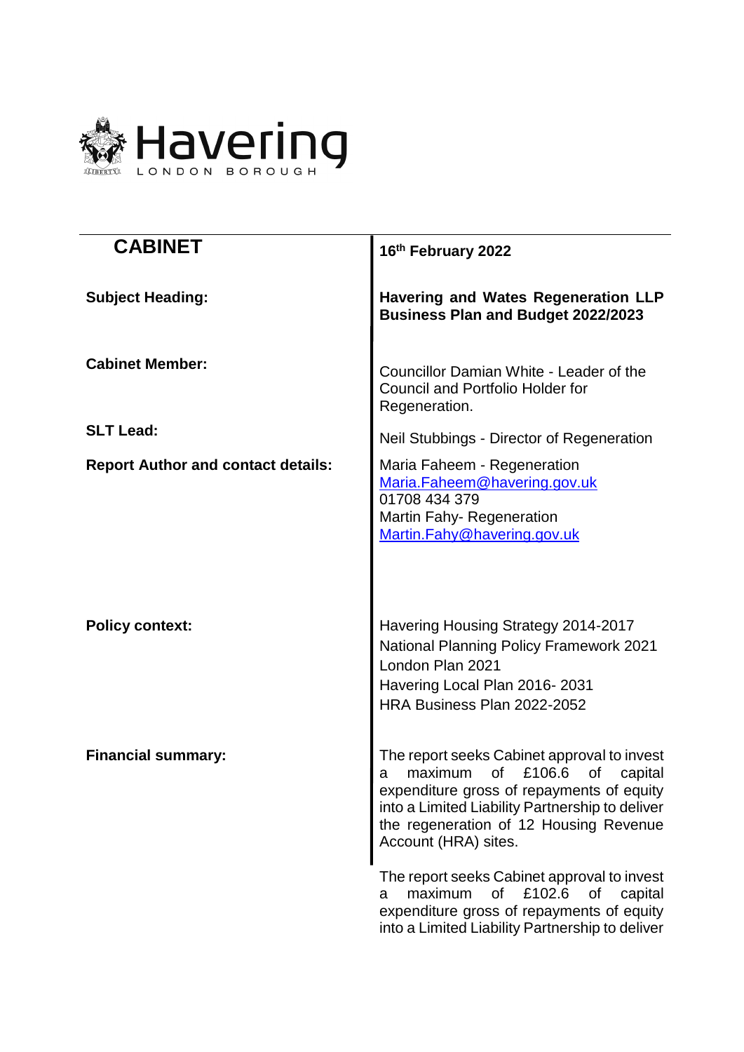# Havering

LONDON BOROUGH

| **CABINET** | **16th February 2022** |
|---|---|
| **Subject Heading:** | **Havering and Wates Regeneration LLP Business Plan and Budget 2022/2023** |
| **Cabinet Member:** | Councillor Damian White - Leader of the Council and Portfolio Holder for Regeneration. |
| **SLT Lead:** | Neil Stubbings - Director of Regeneration |
| **Report Author and contact details:** | Maria Faheem - Regeneration<br>Maria.Faheem@havering.gov.uk<br>01708 434 379<br>Martin Fahy- Regeneration<br>Martin.Fahy@havering.gov.uk |
| **Policy context:** | Havering Housing Strategy 2014-2017<br>National Planning Policy Framework 2021<br>London Plan 2021<br>Havering Local Plan 2016- 2031<br>HRA Business Plan 2022-2052 |
| **Financial summary:** | The report seeks Cabinet approval to invest a maximum of £106.6 of capital expenditure gross of repayments of equity into a Limited Liability Partnership to deliver the regeneration of 12 Housing Revenue Account (HRA) sites.<br><br>The report seeks Cabinet approval to invest a maximum of £102.6 of capital expenditure gross of repayments of equity into a Limited Liability Partnership to deliver |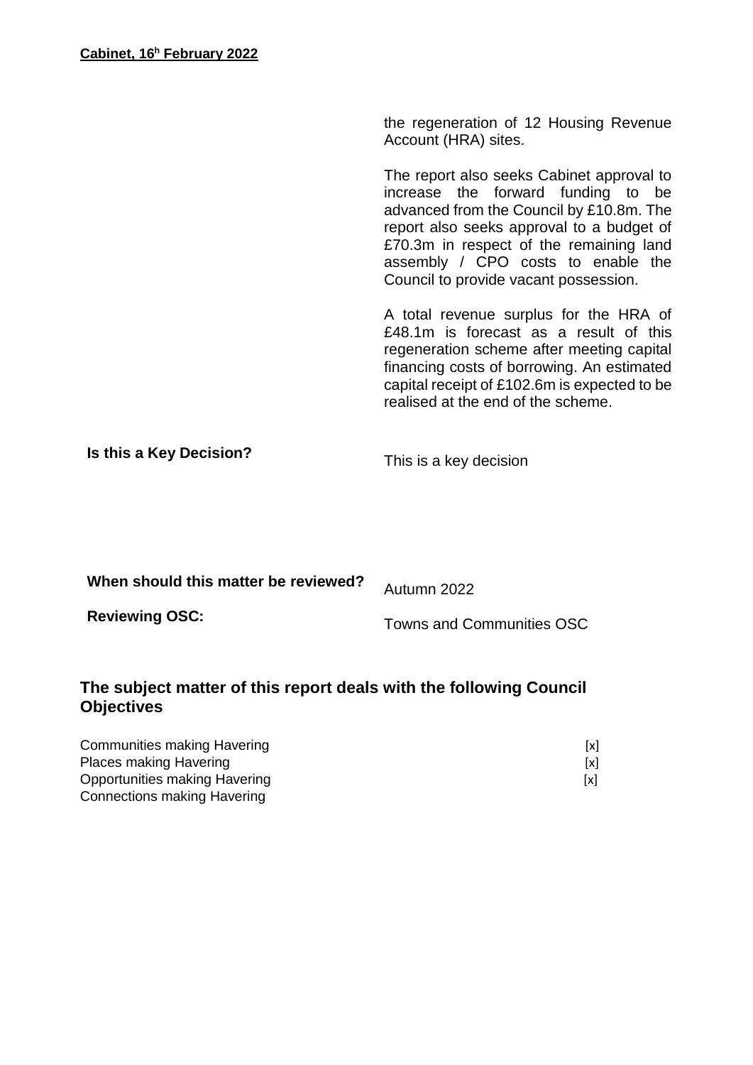| | |
|---|---|
| | the regeneration of 12 Housing Revenue Account (HRA) sites.<br><br>The report also seeks Cabinet approval to increase the forward funding to be advanced from the Council by £10.8m. The report also seeks approval to a budget of £70.3m in respect of the remaining land assembly / CPO costs to enable the Council to provide vacant possession.<br><br>A total revenue surplus for the HRA of £48.1m is forecast as a result of this regeneration scheme after meeting capital financing costs of borrowing. An estimated capital receipt of £102.6m is expected to be realised at the end of the scheme. |
| **Is this a Key Decision?** | This is a key decision |
| **When should this matter be reviewed?** | Autumn 2022 |
| **Reviewing OSC:** | Towns and Communities OSC |

## The subject matter of this report deals with the following Council Objectives

| | |
|---|---|
| Communities making Havering | [x] |
| Places making Havering | [x] |
| Opportunities making Havering | [x] |
| Connections making Havering | |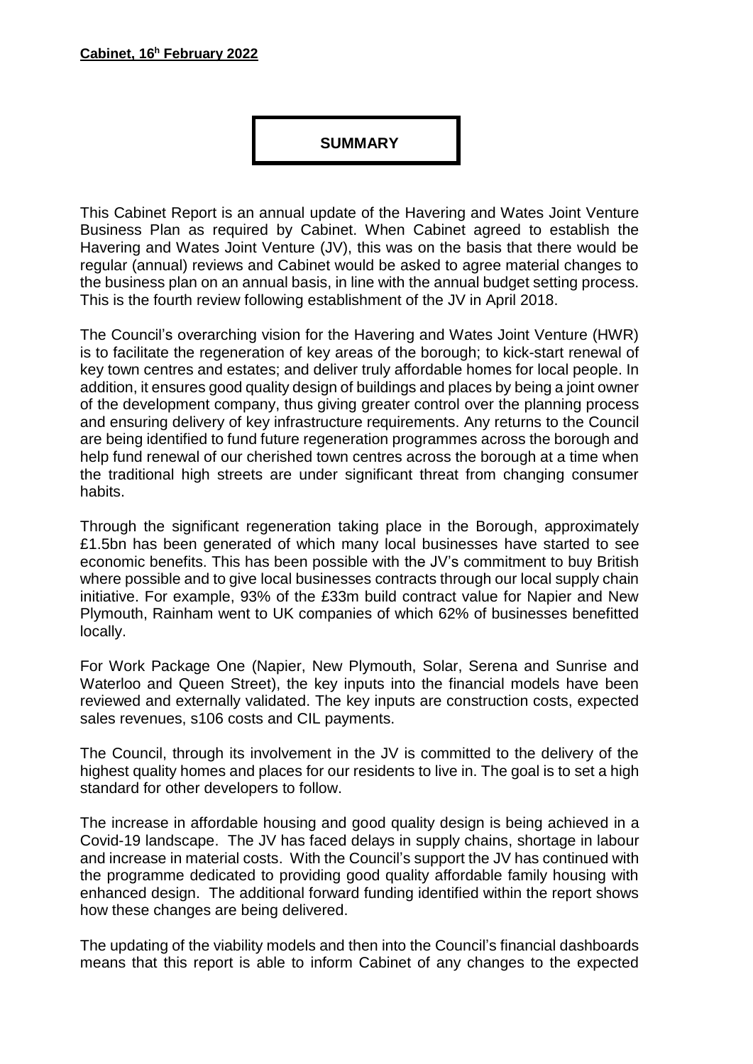**SUMMARY**

This Cabinet Report is an annual update of the Havering and Wates Joint Venture Business Plan as required by Cabinet. When Cabinet agreed to establish the Havering and Wates Joint Venture (JV), this was on the basis that there would be regular (annual) reviews and Cabinet would be asked to agree material changes to the business plan on an annual basis, in line with the annual budget setting process. This is the fourth review following establishment of the JV in April 2018.

The Council's overarching vision for the Havering and Wates Joint Venture (HWR) is to facilitate the regeneration of key areas of the borough; to kick-start renewal of key town centres and estates; and deliver truly affordable homes for local people. In addition, it ensures good quality design of buildings and places by being a joint owner of the development company, thus giving greater control over the planning process and ensuring delivery of key infrastructure requirements. Any returns to the Council are being identified to fund future regeneration programmes across the borough and help fund renewal of our cherished town centres across the borough at a time when the traditional high streets are under significant threat from changing consumer habits.

Through the significant regeneration taking place in the Borough, approximately £1.5bn has been generated of which many local businesses have started to see economic benefits. This has been possible with the JV's commitment to buy British where possible and to give local businesses contracts through our local supply chain initiative. For example, 93% of the £33m build contract value for Napier and New Plymouth, Rainham went to UK companies of which 62% of businesses benefitted locally.

For Work Package One (Napier, New Plymouth, Solar, Serena and Sunrise and Waterloo and Queen Street), the key inputs into the financial models have been reviewed and externally validated. The key inputs are construction costs, expected sales revenues, s106 costs and CIL payments.

The Council, through its involvement in the JV is committed to the delivery of the highest quality homes and places for our residents to live in. The goal is to set a high standard for other developers to follow.

The increase in affordable housing and good quality design is being achieved in a Covid-19 landscape. The JV has faced delays in supply chains, shortage in labour and increase in material costs. With the Council's support the JV has continued with the programme dedicated to providing good quality affordable family housing with enhanced design. The additional forward funding identified within the report shows how these changes are being delivered.

The updating of the viability models and then into the Council's financial dashboards means that this report is able to inform Cabinet of any changes to the expected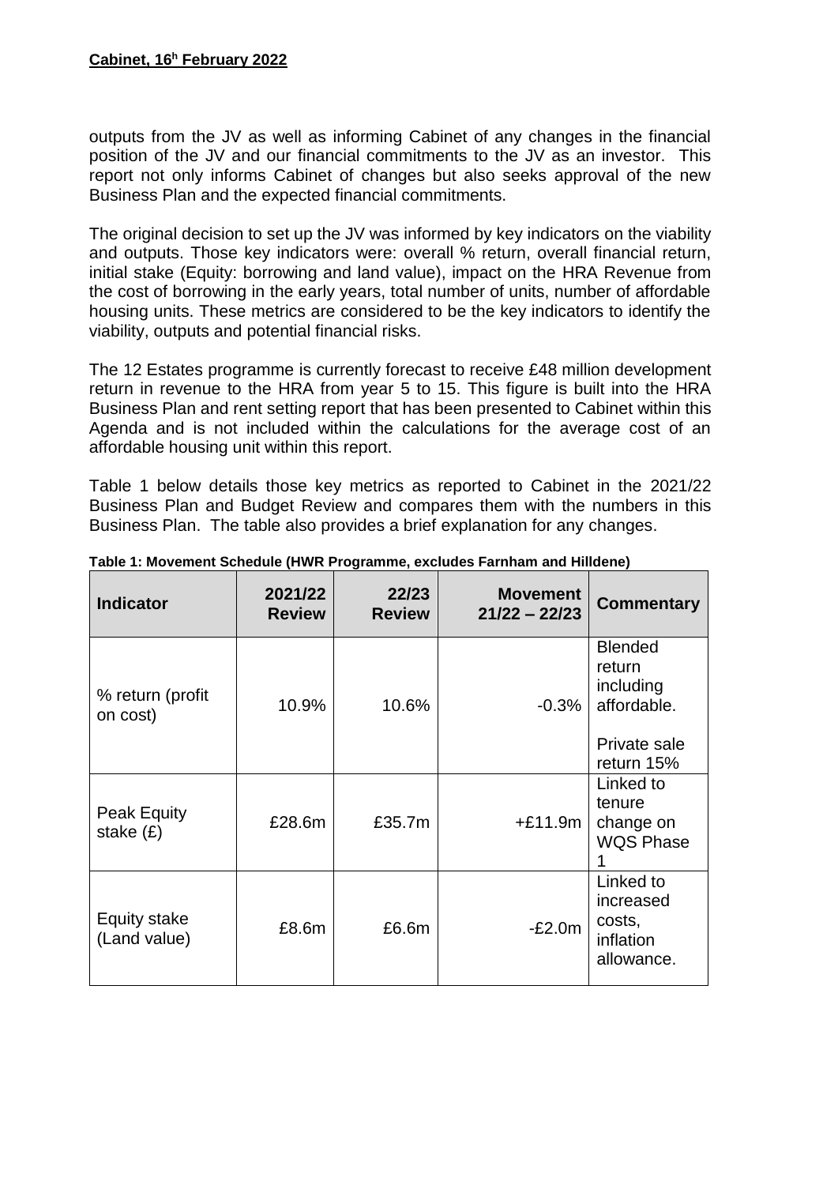outputs from the JV as well as informing Cabinet of any changes in the financial position of the JV and our financial commitments to the JV as an investor. This report not only informs Cabinet of changes but also seeks approval of the new Business Plan and the expected financial commitments.

The original decision to set up the JV was informed by key indicators on the viability and outputs. Those key indicators were: overall % return, overall financial return, initial stake (Equity: borrowing and land value), impact on the HRA Revenue from the cost of borrowing in the early years, total number of units, number of affordable housing units. These metrics are considered to be the key indicators to identify the viability, outputs and potential financial risks.

The 12 Estates programme is currently forecast to receive £48 million development return in revenue to the HRA from year 5 to 15. This figure is built into the HRA Business Plan and rent setting report that has been presented to Cabinet within this Agenda and is not included within the calculations for the average cost of an affordable housing unit within this report.

Table 1 below details those key metrics as reported to Cabinet in the 2021/22 Business Plan and Budget Review and compares them with the numbers in this Business Plan. The table also provides a brief explanation for any changes.

**Table 1: Movement Schedule (HWR Programme, excludes Farnham and Hilldene)**

| Indicator | 2021/22 Review | 22/23 Review | Movement 21/22 – 22/23 | Commentary |
|---|---|---|---|---|
| % return (profit on cost) | 10.9% | 10.6% | -0.3% | Blended return including affordable. Private sale return 15% |
| Peak Equity stake (£) | £28.6m | £35.7m | +£11.9m | Linked to tenure change on WQS Phase 1 |
| Equity stake (Land value) | £8.6m | £6.6m | -£2.0m | Linked to increased costs, inflation allowance. |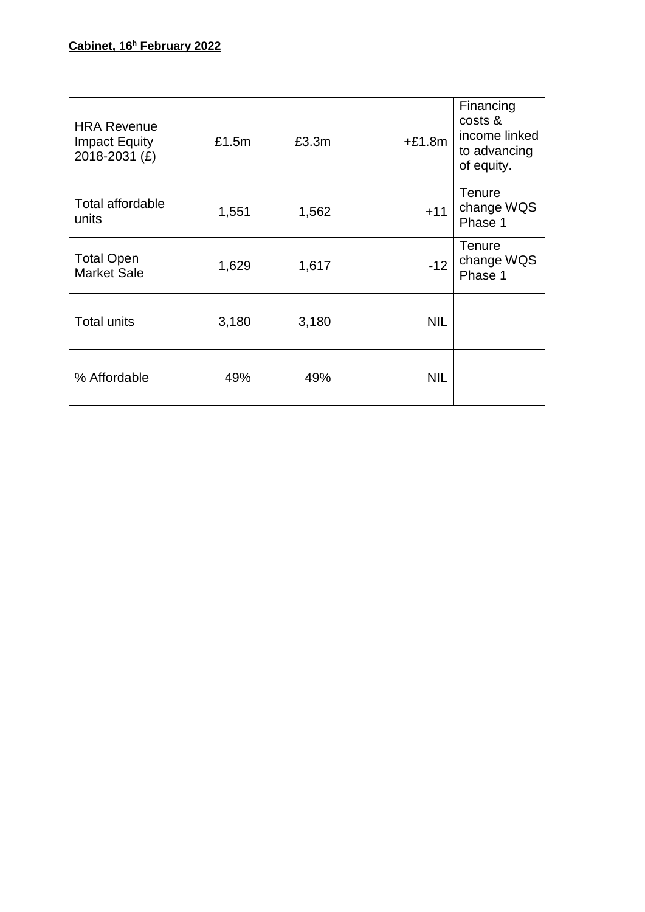| HRA Revenue Impact Equity 2018-2031 (£) | £1.5m | £3.3m | +£1.8m | Financing costs & income linked to advancing of equity. |
|---|---|---|---|---|
| Total affordable units | 1,551 | 1,562 | +11 | Tenure change WQS Phase 1 |
| Total Open Market Sale | 1,629 | 1,617 | -12 | Tenure change WQS Phase 1 |
| Total units | 3,180 | 3,180 | NIL | |
| % Affordable | 49% | 49% | NIL | |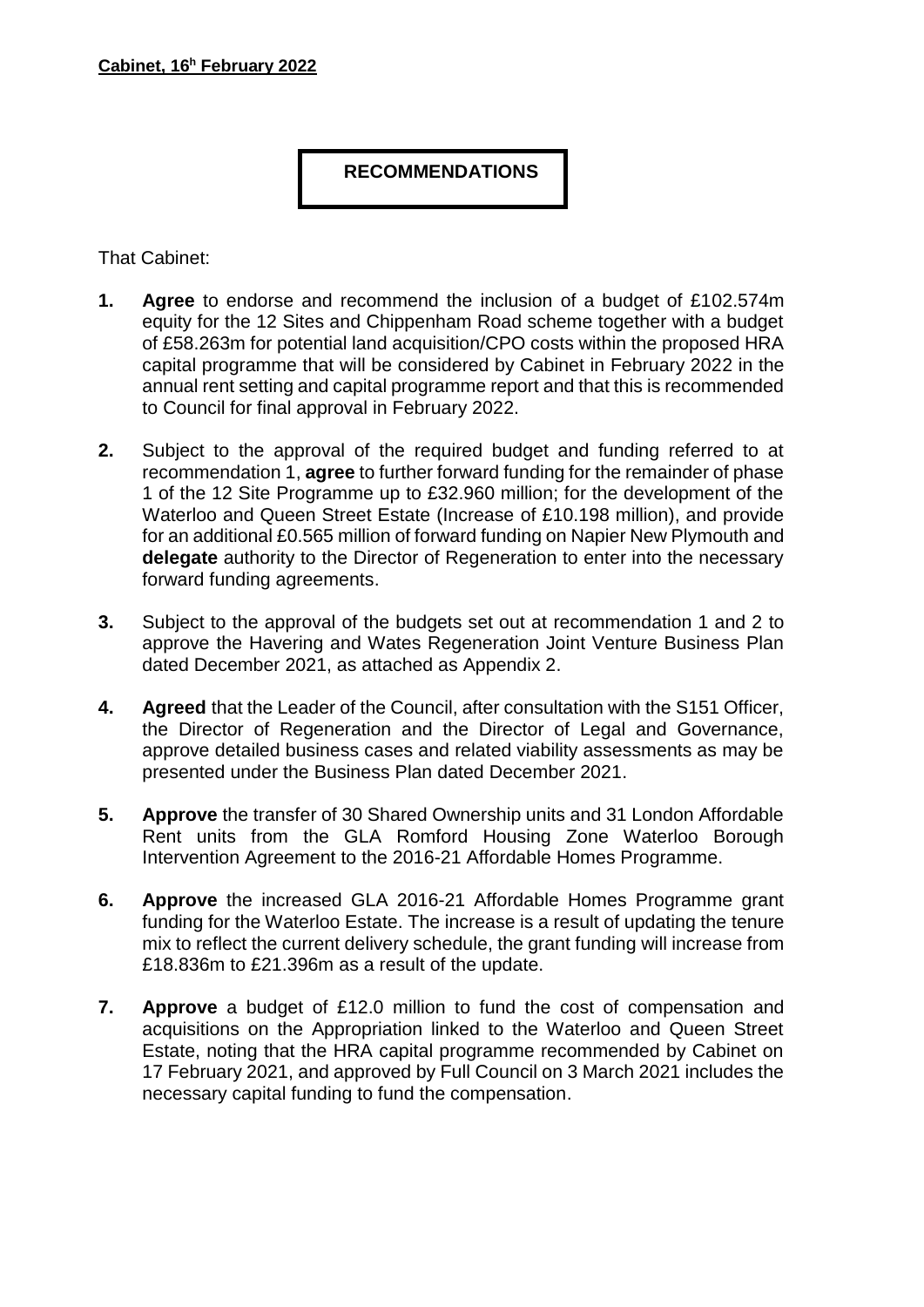**Cabinet, 16h February 2022**

**RECOMMENDATIONS**

That Cabinet:

1. **Agree** to endorse and recommend the inclusion of a budget of £102.574m equity for the 12 Sites and Chippenham Road scheme together with a budget of £58.263m for potential land acquisition/CPO costs within the proposed HRA capital programme that will be considered by Cabinet in February 2022 in the annual rent setting and capital programme report and that this is recommended to Council for final approval in February 2022.

2. Subject to the approval of the required budget and funding referred to at recommendation 1, **agree** to further forward funding for the remainder of phase 1 of the 12 Site Programme up to £32.960 million; for the development of the Waterloo and Queen Street Estate (Increase of £10.198 million), and provide for an additional £0.565 million of forward funding on Napier New Plymouth and **delegate** authority to the Director of Regeneration to enter into the necessary forward funding agreements.

3. Subject to the approval of the budgets set out at recommendation 1 and 2 to approve the Havering and Wates Regeneration Joint Venture Business Plan dated December 2021, as attached as Appendix 2.

4. **Agreed** that the Leader of the Council, after consultation with the S151 Officer, the Director of Regeneration and the Director of Legal and Governance, approve detailed business cases and related viability assessments as may be presented under the Business Plan dated December 2021.

5. **Approve** the transfer of 30 Shared Ownership units and 31 London Affordable Rent units from the GLA Romford Housing Zone Waterloo Borough Intervention Agreement to the 2016-21 Affordable Homes Programme.

6. **Approve** the increased GLA 2016-21 Affordable Homes Programme grant funding for the Waterloo Estate. The increase is a result of updating the tenure mix to reflect the current delivery schedule, the grant funding will increase from £18.836m to £21.396m as a result of the update.

7. **Approve** a budget of £12.0 million to fund the cost of compensation and acquisitions on the Appropriation linked to the Waterloo and Queen Street Estate, noting that the HRA capital programme recommended by Cabinet on 17 February 2021, and approved by Full Council on 3 March 2021 includes the necessary capital funding to fund the compensation.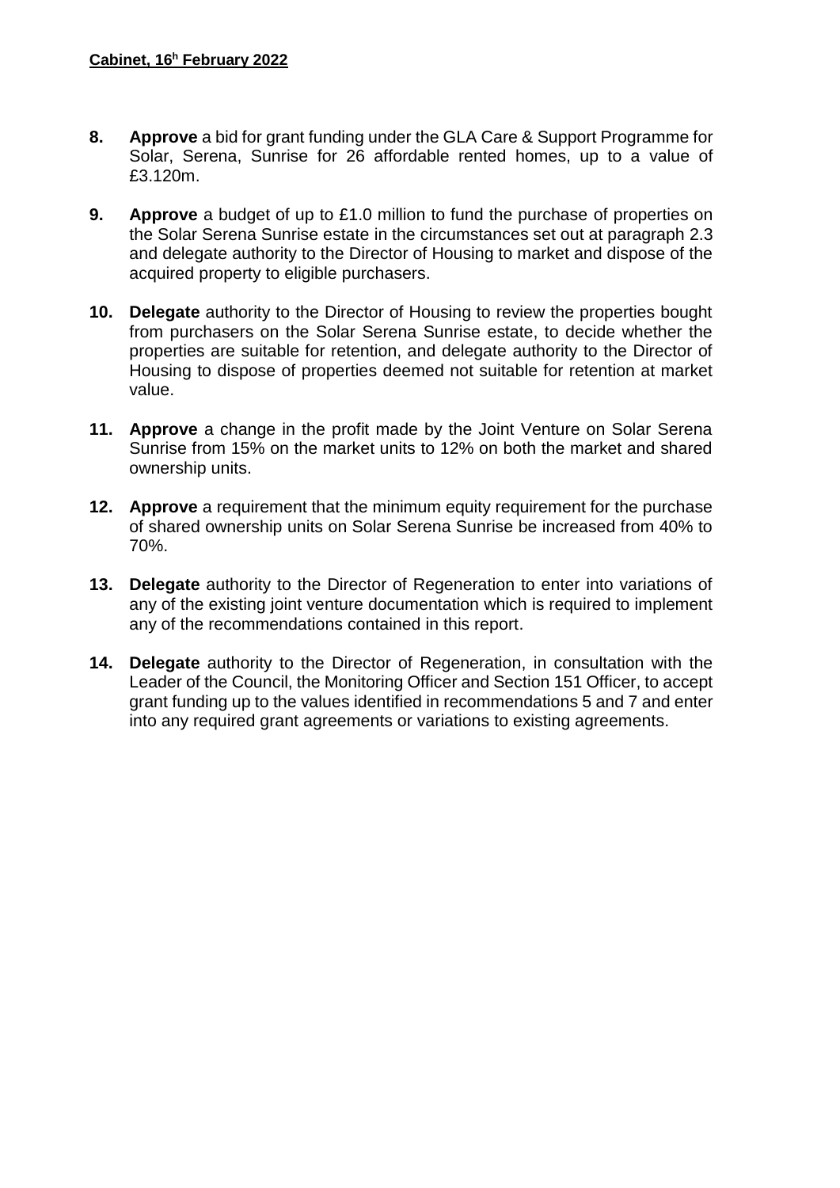8. **Approve** a bid for grant funding under the GLA Care & Support Programme for Solar, Serena, Sunrise for 26 affordable rented homes, up to a value of £3.120m.

9. **Approve** a budget of up to £1.0 million to fund the purchase of properties on the Solar Serena Sunrise estate in the circumstances set out at paragraph 2.3 and delegate authority to the Director of Housing to market and dispose of the acquired property to eligible purchasers.

10. **Delegate** authority to the Director of Housing to review the properties bought from purchasers on the Solar Serena Sunrise estate, to decide whether the properties are suitable for retention, and delegate authority to the Director of Housing to dispose of properties deemed not suitable for retention at market value.

11. **Approve** a change in the profit made by the Joint Venture on Solar Serena Sunrise from 15% on the market units to 12% on both the market and shared ownership units.

12. **Approve** a requirement that the minimum equity requirement for the purchase of shared ownership units on Solar Serena Sunrise be increased from 40% to 70%.

13. **Delegate** authority to the Director of Regeneration to enter into variations of any of the existing joint venture documentation which is required to implement any of the recommendations contained in this report.

14. **Delegate** authority to the Director of Regeneration, in consultation with the Leader of the Council, the Monitoring Officer and Section 151 Officer, to accept grant funding up to the values identified in recommendations 5 and 7 and enter into any required grant agreements or variations to existing agreements.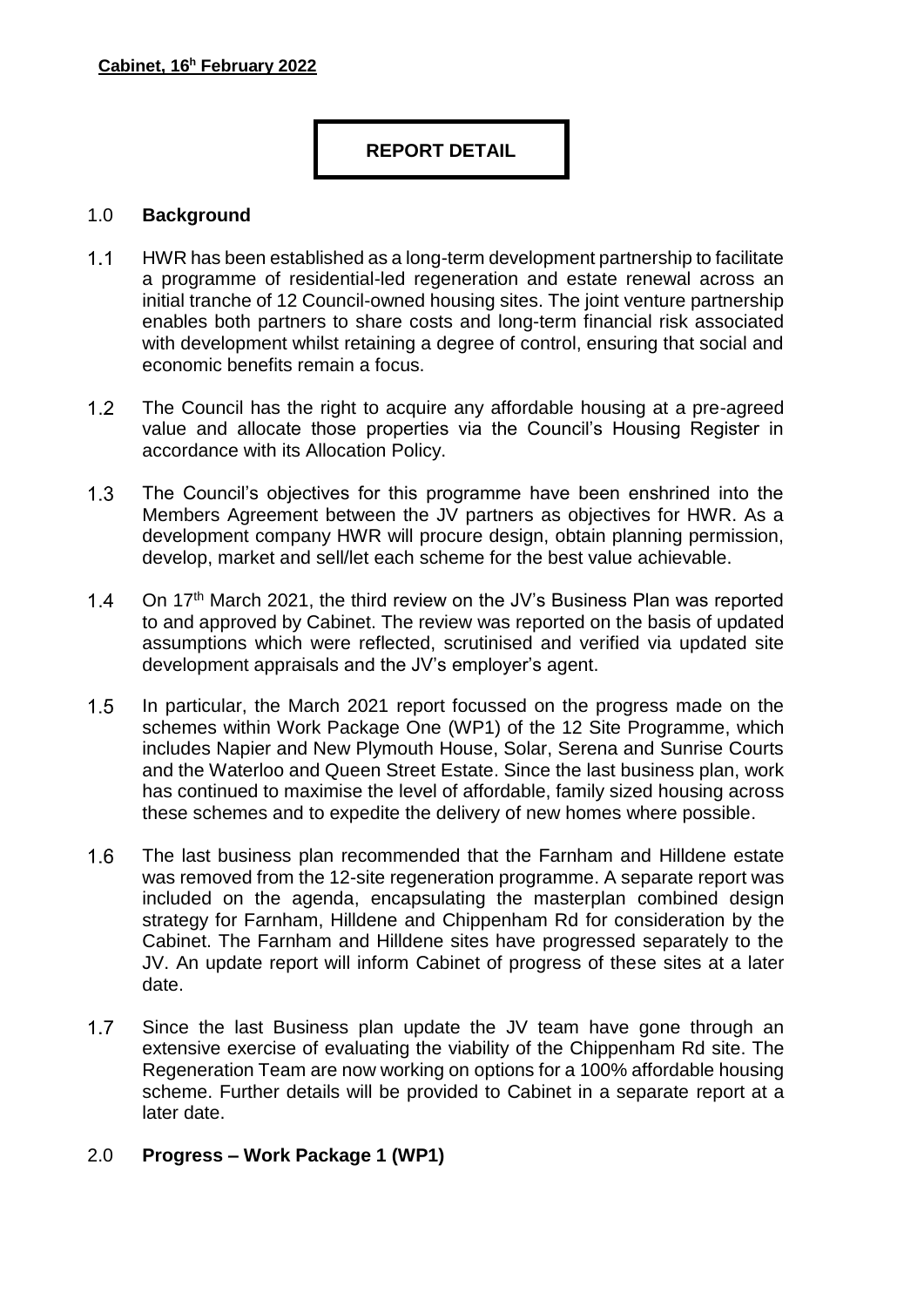**Cabinet, 16h February 2022**

**REPORT DETAIL**

## 1.0 Background

1.1 HWR has been established as a long-term development partnership to facilitate a programme of residential-led regeneration and estate renewal across an initial tranche of 12 Council-owned housing sites. The joint venture partnership enables both partners to share costs and long-term financial risk associated with development whilst retaining a degree of control, ensuring that social and economic benefits remain a focus.

1.2 The Council has the right to acquire any affordable housing at a pre-agreed value and allocate those properties via the Council's Housing Register in accordance with its Allocation Policy.

1.3 The Council's objectives for this programme have been enshrined into the Members Agreement between the JV partners as objectives for HWR. As a development company HWR will procure design, obtain planning permission, develop, market and sell/let each scheme for the best value achievable.

1.4 On 17th March 2021, the third review on the JV's Business Plan was reported to and approved by Cabinet. The review was reported on the basis of updated assumptions which were reflected, scrutinised and verified via updated site development appraisals and the JV's employer's agent.

1.5 In particular, the March 2021 report focussed on the progress made on the schemes within Work Package One (WP1) of the 12 Site Programme, which includes Napier and New Plymouth House, Solar, Serena and Sunrise Courts and the Waterloo and Queen Street Estate. Since the last business plan, work has continued to maximise the level of affordable, family sized housing across these schemes and to expedite the delivery of new homes where possible.

1.6 The last business plan recommended that the Farnham and Hilldene estate was removed from the 12-site regeneration programme. A separate report was included on the agenda, encapsulating the masterplan combined design strategy for Farnham, Hilldene and Chippenham Rd for consideration by the Cabinet. The Farnham and Hilldene sites have progressed separately to the JV. An update report will inform Cabinet of progress of these sites at a later date.

1.7 Since the last Business plan update the JV team have gone through an extensive exercise of evaluating the viability of the Chippenham Rd site. The Regeneration Team are now working on options for a 100% affordable housing scheme. Further details will be provided to Cabinet in a separate report at a later date.

## 2.0 Progress – Work Package 1 (WP1)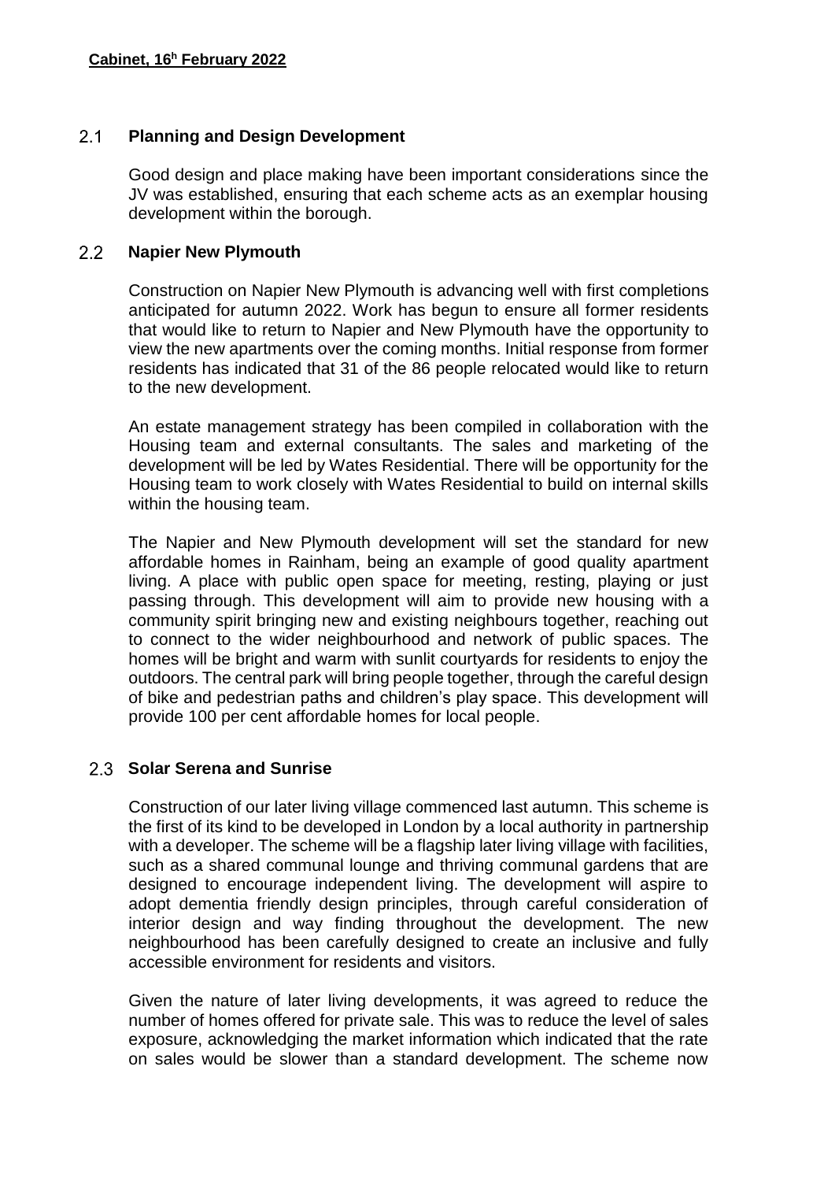## 2.1 Planning and Design Development

Good design and place making have been important considerations since the JV was established, ensuring that each scheme acts as an exemplar housing development within the borough.

## 2.2 Napier New Plymouth

Construction on Napier New Plymouth is advancing well with first completions anticipated for autumn 2022. Work has begun to ensure all former residents that would like to return to Napier and New Plymouth have the opportunity to view the new apartments over the coming months. Initial response from former residents has indicated that 31 of the 86 people relocated would like to return to the new development.

An estate management strategy has been compiled in collaboration with the Housing team and external consultants. The sales and marketing of the development will be led by Wates Residential. There will be opportunity for the Housing team to work closely with Wates Residential to build on internal skills within the housing team.

The Napier and New Plymouth development will set the standard for new affordable homes in Rainham, being an example of good quality apartment living. A place with public open space for meeting, resting, playing or just passing through. This development will aim to provide new housing with a community spirit bringing new and existing neighbours together, reaching out to connect to the wider neighbourhood and network of public spaces. The homes will be bright and warm with sunlit courtyards for residents to enjoy the outdoors. The central park will bring people together, through the careful design of bike and pedestrian paths and children's play space. This development will provide 100 per cent affordable homes for local people.

## 2.3 Solar Serena and Sunrise

Construction of our later living village commenced last autumn. This scheme is the first of its kind to be developed in London by a local authority in partnership with a developer. The scheme will be a flagship later living village with facilities, such as a shared communal lounge and thriving communal gardens that are designed to encourage independent living. The development will aspire to adopt dementia friendly design principles, through careful consideration of interior design and way finding throughout the development. The new neighbourhood has been carefully designed to create an inclusive and fully accessible environment for residents and visitors.

Given the nature of later living developments, it was agreed to reduce the number of homes offered for private sale. This was to reduce the level of sales exposure, acknowledging the market information which indicated that the rate on sales would be slower than a standard development. The scheme now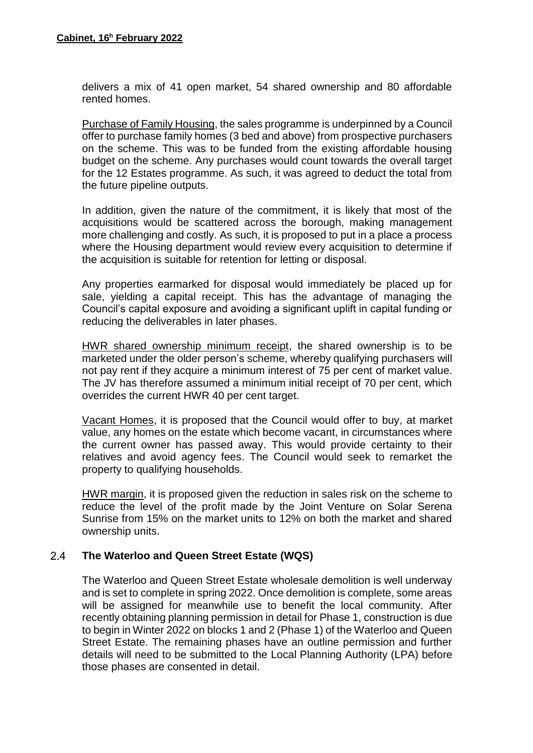delivers a mix of 41 open market, 54 shared ownership and 80 affordable rented homes.

Purchase of Family Housing, the sales programme is underpinned by a Council offer to purchase family homes (3 bed and above) from prospective purchasers on the scheme. This was to be funded from the existing affordable housing budget on the scheme. Any purchases would count towards the overall target for the 12 Estates programme. As such, it was agreed to deduct the total from the future pipeline outputs.

In addition, given the nature of the commitment, it is likely that most of the acquisitions would be scattered across the borough, making management more challenging and costly. As such, it is proposed to put in a place a process where the Housing department would review every acquisition to determine if the acquisition is suitable for retention for letting or disposal.

Any properties earmarked for disposal would immediately be placed up for sale, yielding a capital receipt. This has the advantage of managing the Council's capital exposure and avoiding a significant uplift in capital funding or reducing the deliverables in later phases.

HWR shared ownership minimum receipt, the shared ownership is to be marketed under the older person's scheme, whereby qualifying purchasers will not pay rent if they acquire a minimum interest of 75 per cent of market value. The JV has therefore assumed a minimum initial receipt of 70 per cent, which overrides the current HWR 40 per cent target.

Vacant Homes, it is proposed that the Council would offer to buy, at market value, any homes on the estate which become vacant, in circumstances where the current owner has passed away. This would provide certainty to their relatives and avoid agency fees. The Council would seek to remarket the property to qualifying households.

HWR margin, it is proposed given the reduction in sales risk on the scheme to reduce the level of the profit made by the Joint Venture on Solar Serena Sunrise from 15% on the market units to 12% on both the market and shared ownership units.

### 2.4 The Waterloo and Queen Street Estate (WQS)

The Waterloo and Queen Street Estate wholesale demolition is well underway and is set to complete in spring 2022. Once demolition is complete, some areas will be assigned for meanwhile use to benefit the local community. After recently obtaining planning permission in detail for Phase 1, construction is due to begin in Winter 2022 on blocks 1 and 2 (Phase 1) of the Waterloo and Queen Street Estate. The remaining phases have an outline permission and further details will need to be submitted to the Local Planning Authority (LPA) before those phases are consented in detail.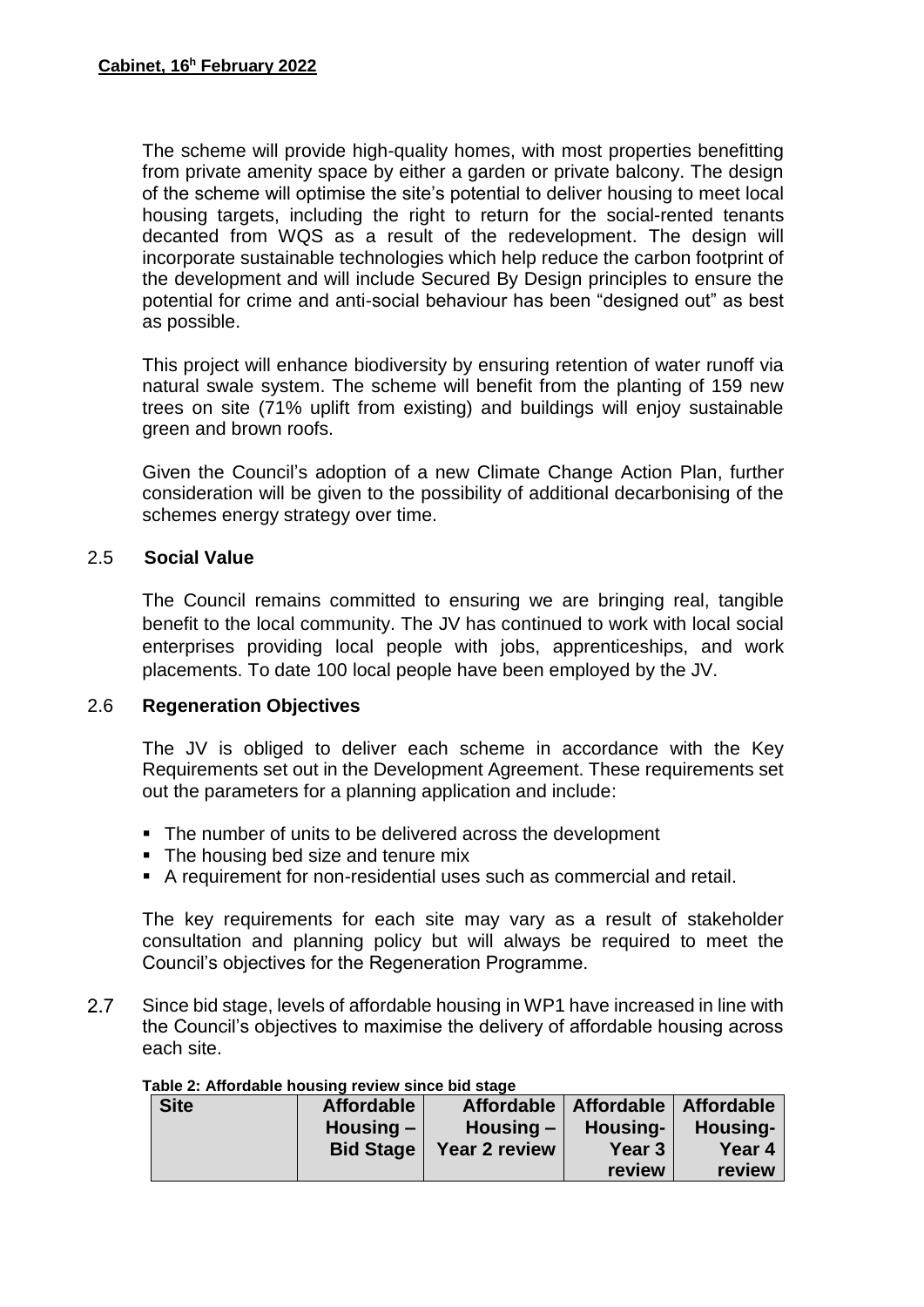The scheme will provide high-quality homes, with most properties benefitting from private amenity space by either a garden or private balcony. The design of the scheme will optimise the site's potential to deliver housing to meet local housing targets, including the right to return for the social-rented tenants decanted from WQS as a result of the redevelopment. The design will incorporate sustainable technologies which help reduce the carbon footprint of the development and will include Secured By Design principles to ensure the potential for crime and anti-social behaviour has been "designed out" as best as possible.

This project will enhance biodiversity by ensuring retention of water runoff via natural swale system. The scheme will benefit from the planting of 159 new trees on site (71% uplift from existing) and buildings will enjoy sustainable green and brown roofs.

Given the Council's adoption of a new Climate Change Action Plan, further consideration will be given to the possibility of additional decarbonising of the schemes energy strategy over time.

## 2.5 Social Value

The Council remains committed to ensuring we are bringing real, tangible benefit to the local community. The JV has continued to work with local social enterprises providing local people with jobs, apprenticeships, and work placements. To date 100 local people have been employed by the JV.

## 2.6 Regeneration Objectives

The JV is obliged to deliver each scheme in accordance with the Key Requirements set out in the Development Agreement. These requirements set out the parameters for a planning application and include:

- The number of units to be delivered across the development
- The housing bed size and tenure mix
- A requirement for non-residential uses such as commercial and retail.

The key requirements for each site may vary as a result of stakeholder consultation and planning policy but will always be required to meet the Council's objectives for the Regeneration Programme.

2.7 Since bid stage, levels of affordable housing in WP1 have increased in line with the Council's objectives to maximise the delivery of affordable housing across each site.

**Table 2: Affordable housing review since bid stage**

| Site | Affordable Housing – Bid Stage | Affordable Housing – Year 2 review | Affordable Housing- Year 3 review | Affordable Housing- Year 4 review |
|---|---|---|---|---|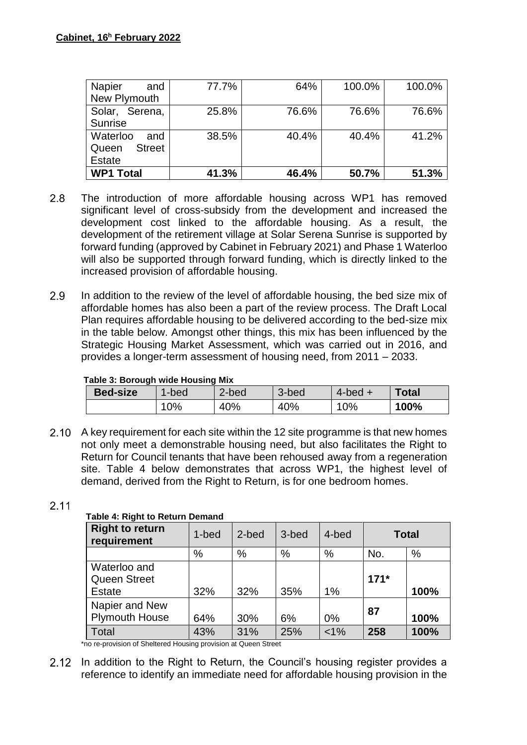| Napier and New Plymouth | 77.7% | 64% | 100.0% | 100.0% |
|---|---|---|---|---|
| Solar, Serena, Sunrise | 25.8% | 76.6% | 76.6% | 76.6% |
| Waterloo and Queen Street Estate | 38.5% | 40.4% | 40.4% | 41.2% |
| **WP1 Total** | **41.3%** | **46.4%** | **50.7%** | **51.3%** |

2.8 The introduction of more affordable housing across WP1 has removed significant level of cross-subsidy from the development and increased the development cost linked to the affordable housing. As a result, the development of the retirement village at Solar Serena Sunrise is supported by forward funding (approved by Cabinet in February 2021) and Phase 1 Waterloo will also be supported through forward funding, which is directly linked to the increased provision of affordable housing.

2.9 In addition to the review of the level of affordable housing, the bed size mix of affordable homes has also been a part of the review process. The Draft Local Plan requires affordable housing to be delivered according to the bed-size mix in the table below. Amongst other things, this mix has been influenced by the Strategic Housing Market Assessment, which was carried out in 2016, and provides a longer-term assessment of housing need, from 2011 – 2033.

**Table 3: Borough wide Housing Mix**

| **Bed-size** | 1-bed | 2-bed | 3-bed | 4-bed + | **Total** |
|---|---|---|---|---|---|
| | 10% | 40% | 40% | 10% | **100%** |

2.10 A key requirement for each site within the 12 site programme is that new homes not only meet a demonstrable housing need, but also facilitates the Right to Return for Council tenants that have been rehoused away from a regeneration site. Table 4 below demonstrates that across WP1, the highest level of demand, derived from the Right to Return, is for one bedroom homes.

2.11

**Table 4: Right to Return Demand**

| **Right to return requirement** | 1-bed | 2-bed | 3-bed | 4-bed | **Total** | |
|---|---|---|---|---|---|---|
| | % | % | % | % | No. | % |
| Waterloo and Queen Street Estate | 32% | 32% | 35% | 1% | **171*** | **100%** |
| Napier and New Plymouth House | 64% | 30% | 6% | 0% | **87** | **100%** |
| Total | 43% | 31% | 25% | <1% | **258** | **100%** |

*no re-provision of Sheltered Housing provision at Queen Street

2.12 In addition to the Right to Return, the Council's housing register provides a reference to identify an immediate need for affordable housing provision in the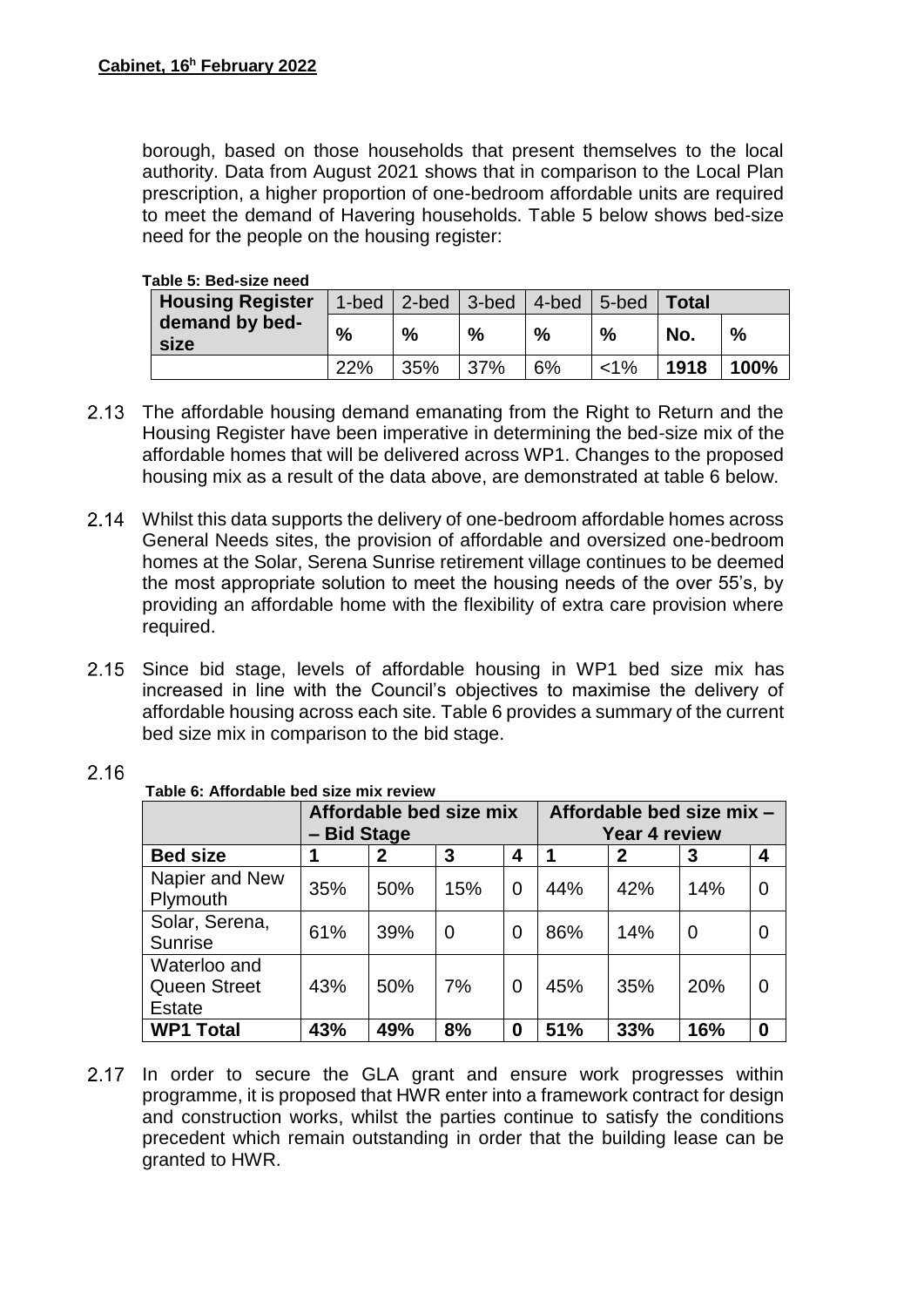borough, based on those households that present themselves to the local authority. Data from August 2021 shows that in comparison to the Local Plan prescription, a higher proportion of one-bedroom affordable units are required to meet the demand of Havering households. Table 5 below shows bed-size need for the people on the housing register:

**Table 5: Bed-size need**

| Housing Register demand by bed-size | 1-bed | 2-bed | 3-bed | 4-bed | 5-bed | Total | |
|---|---|---|---|---|---|---|---|
| | % | % | % | % | % | No. | % |
| | 22% | 35% | 37% | 6% | <1% | **1918** | **100%** |

2.13 The affordable housing demand emanating from the Right to Return and the Housing Register have been imperative in determining the bed-size mix of the affordable homes that will be delivered across WP1. Changes to the proposed housing mix as a result of the data above, are demonstrated at table 6 below.

2.14 Whilst this data supports the delivery of one-bedroom affordable homes across General Needs sites, the provision of affordable and oversized one-bedroom homes at the Solar, Serena Sunrise retirement village continues to be deemed the most appropriate solution to meet the housing needs of the over 55's, by providing an affordable home with the flexibility of extra care provision where required.

2.15 Since bid stage, levels of affordable housing in WP1 bed size mix has increased in line with the Council's objectives to maximise the delivery of affordable housing across each site. Table 6 provides a summary of the current bed size mix in comparison to the bid stage.

2.16

**Table 6: Affordable bed size mix review**

| | Affordable bed size mix – Bid Stage | | | | Affordable bed size mix – Year 4 review | | | |
|---|---|---|---|---|---|---|---|---|
| **Bed size** | **1** | **2** | **3** | **4** | **1** | **2** | **3** | **4** |
| Napier and New Plymouth | 35% | 50% | 15% | 0 | 44% | 42% | 14% | 0 |
| Solar, Serena, Sunrise | 61% | 39% | 0 | 0 | 86% | 14% | 0 | 0 |
| Waterloo and Queen Street Estate | 43% | 50% | 7% | 0 | 45% | 35% | 20% | 0 |
| **WP1 Total** | **43%** | **49%** | **8%** | **0** | **51%** | **33%** | **16%** | **0** |

2.17 In order to secure the GLA grant and ensure work progresses within programme, it is proposed that HWR enter into a framework contract for design and construction works, whilst the parties continue to satisfy the conditions precedent which remain outstanding in order that the building lease can be granted to HWR.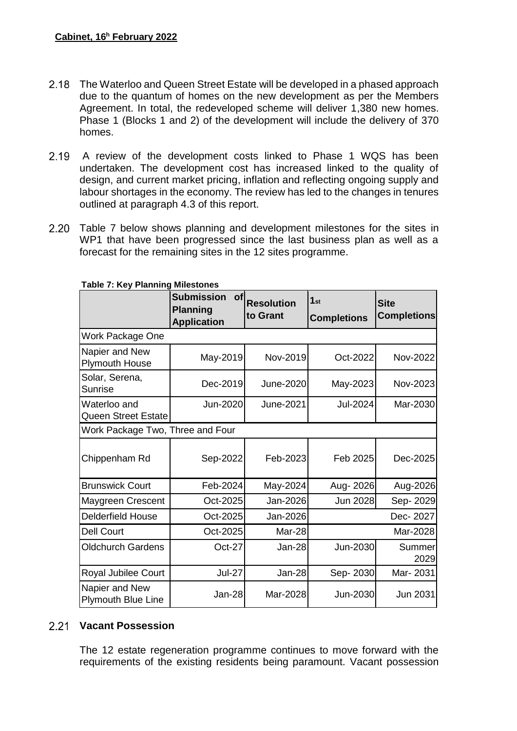2.18 The Waterloo and Queen Street Estate will be developed in a phased approach due to the quantum of homes on the new development as per the Members Agreement. In total, the redeveloped scheme will deliver 1,380 new homes. Phase 1 (Blocks 1 and 2) of the development will include the delivery of 370 homes.

2.19 A review of the development costs linked to Phase 1 WQS has been undertaken. The development cost has increased linked to the quality of design, and current market pricing, inflation and reflecting ongoing supply and labour shortages in the economy. The review has led to the changes in tenures outlined at paragraph 4.3 of this report.

2.20 Table 7 below shows planning and development milestones for the sites in WP1 that have been progressed since the last business plan as well as a forecast for the remaining sites in the 12 sites programme.

**Table 7: Key Planning Milestones**

| | Submission of Planning Application | Resolution to Grant | 1st Completions | Site Completions |
|---|---|---|---|---|
| Work Package One | | | | |
| Napier and New Plymouth House | May-2019 | Nov-2019 | Oct-2022 | Nov-2022 |
| Solar, Serena, Sunrise | Dec-2019 | June-2020 | May-2023 | Nov-2023 |
| Waterloo and Queen Street Estate | Jun-2020 | June-2021 | Jul-2024 | Mar-2030 |
| Work Package Two, Three and Four | | | | |
| Chippenham Rd | Sep-2022 | Feb-2023 | Feb 2025 | Dec-2025 |
| Brunswick Court | Feb-2024 | May-2024 | Aug- 2026 | Aug-2026 |
| Maygreen Crescent | Oct-2025 | Jan-2026 | Jun 2028 | Sep- 2029 |
| Delderfield House | Oct-2025 | Jan-2026 | Dec- 2027 | |
| Dell Court | Oct-2025 | Mar-28 | Mar-2028 | |
| Oldchurch Gardens | Oct-27 | Jan-28 | Jun-2030 | Summer 2029 |
| Royal Jubilee Court | Jul-27 | Jan-28 | Sep- 2030 | Mar- 2031 |
| Napier and New Plymouth Blue Line | Jan-28 | Mar-2028 | Jun-2030 | Jun 2031 |

2.21 **Vacant Possession**

The 12 estate regeneration programme continues to move forward with the requirements of the existing residents being paramount. Vacant possession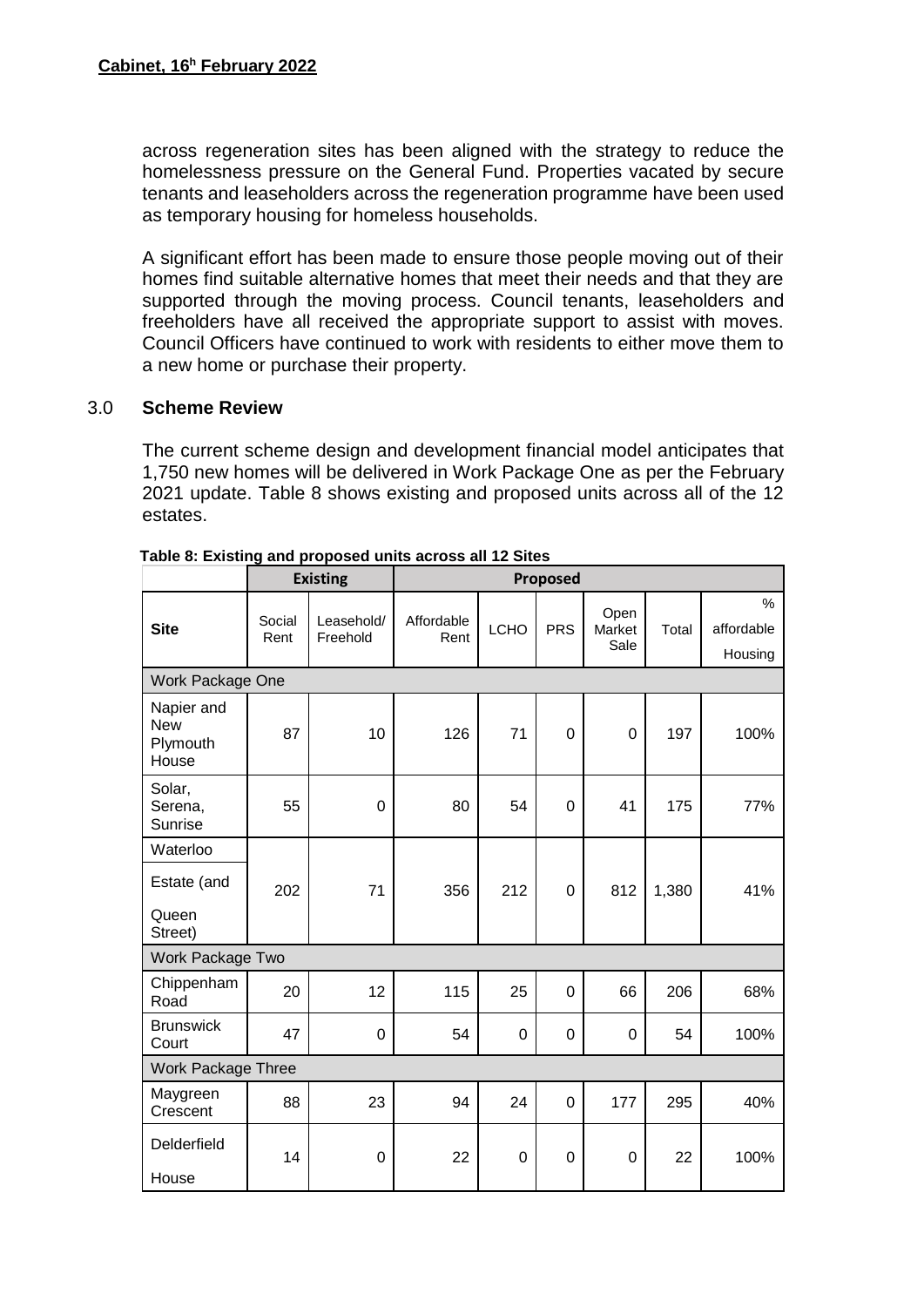across regeneration sites has been aligned with the strategy to reduce the homelessness pressure on the General Fund. Properties vacated by secure tenants and leaseholders across the regeneration programme have been used as temporary housing for homeless households.

A significant effort has been made to ensure those people moving out of their homes find suitable alternative homes that meet their needs and that they are supported through the moving process. Council tenants, leaseholders and freeholders have all received the appropriate support to assist with moves. Council Officers have continued to work with residents to either move them to a new home or purchase their property.

## 3.0 Scheme Review

The current scheme design and development financial model anticipates that 1,750 new homes will be delivered in Work Package One as per the February 2021 update. Table 8 shows existing and proposed units across all of the 12 estates.

**Table 8: Existing and proposed units across all 12 Sites**

| | Existing | | Proposed | | | | | |
|---|---|---|---|---|---|---|---|---|
| **Site** | Social Rent | Leasehold/ Freehold | Affordable Rent | LCHO | PRS | Open Market Sale | Total | % affordable Housing |
| Work Package One | | | | | | | | |
| Napier and New Plymouth House | 87 | 10 | 126 | 71 | 0 | 0 | 197 | 100% |
| Solar, Serena, Sunrise | 55 | 0 | 80 | 54 | 0 | 41 | 175 | 77% |
| Waterloo Estate (and Queen Street) | 202 | 71 | 356 | 212 | 0 | 812 | 1,380 | 41% |
| Work Package Two | | | | | | | | |
| Chippenham Road | 20 | 12 | 115 | 25 | 0 | 66 | 206 | 68% |
| Brunswick Court | 47 | 0 | 54 | 0 | 0 | 0 | 54 | 100% |
| Work Package Three | | | | | | | | |
| Maygreen Crescent | 88 | 23 | 94 | 24 | 0 | 177 | 295 | 40% |
| Delderfield House | 14 | 0 | 22 | 0 | 0 | 0 | 22 | 100% |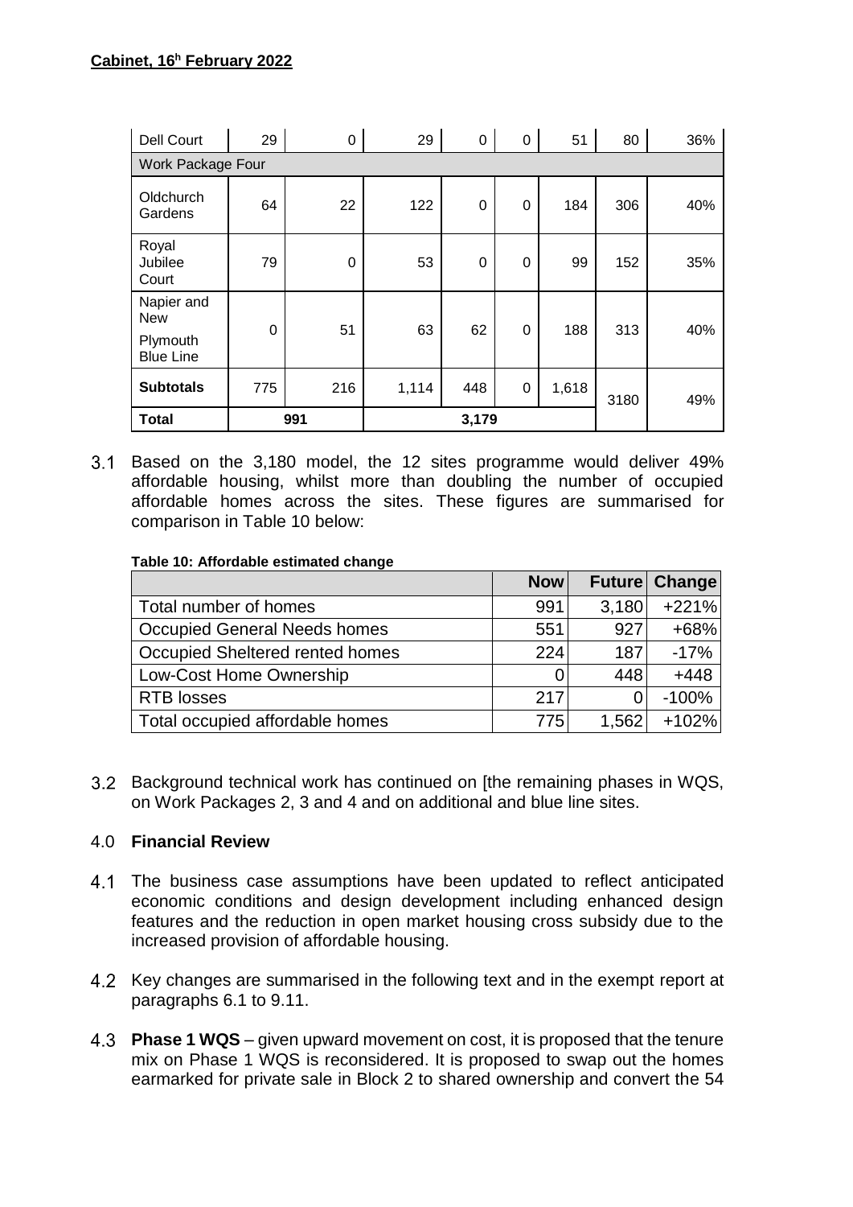**Cabinet, 16h February 2022**

| Dell Court | 29 | 0 | 29 | 0 | 0 | 51 | 80 | 36% |
|---|---|---|---|---|---|---|---|---|
| Work Package Four | | | | | | | | |
| Oldchurch Gardens | 64 | 22 | 122 | 0 | 0 | 184 | 306 | 40% |
| Royal Jubilee Court | 79 | 0 | 53 | 0 | 0 | 99 | 152 | 35% |
| Napier and New Plymouth Blue Line | 0 | 51 | 63 | 62 | 0 | 188 | 313 | 40% |
| **Subtotals** | 775 | 216 | 1,114 | 448 | 0 | 1,618 | 3180 | 49% |
| **Total** | 991 | | 3,179 | | | | | |

3.1 Based on the 3,180 model, the 12 sites programme would deliver 49% affordable housing, whilst more than doubling the number of occupied affordable homes across the sites. These figures are summarised for comparison in Table 10 below:

**Table 10: Affordable estimated change**

| | Now | Future | Change |
|---|---|---|---|
| Total number of homes | 991 | 3,180 | +221% |
| Occupied General Needs homes | 551 | 927 | +68% |
| Occupied Sheltered rented homes | 224 | 187 | -17% |
| Low-Cost Home Ownership | 0 | 448 | +448 |
| RTB losses | 217 | 0 | -100% |
| Total occupied affordable homes | 775 | 1,562 | +102% |

3.2 Background technical work has continued on [the remaining phases in WQS, on Work Packages 2, 3 and 4 and on additional and blue line sites.

## 4.0 Financial Review

4.1 The business case assumptions have been updated to reflect anticipated economic conditions and design development including enhanced design features and the reduction in open market housing cross subsidy due to the increased provision of affordable housing.

4.2 Key changes are summarised in the following text and in the exempt report at paragraphs 6.1 to 9.11.

4.3 **Phase 1 WQS** – given upward movement on cost, it is proposed that the tenure mix on Phase 1 WQS is reconsidered. It is proposed to swap out the homes earmarked for private sale in Block 2 to shared ownership and convert the 54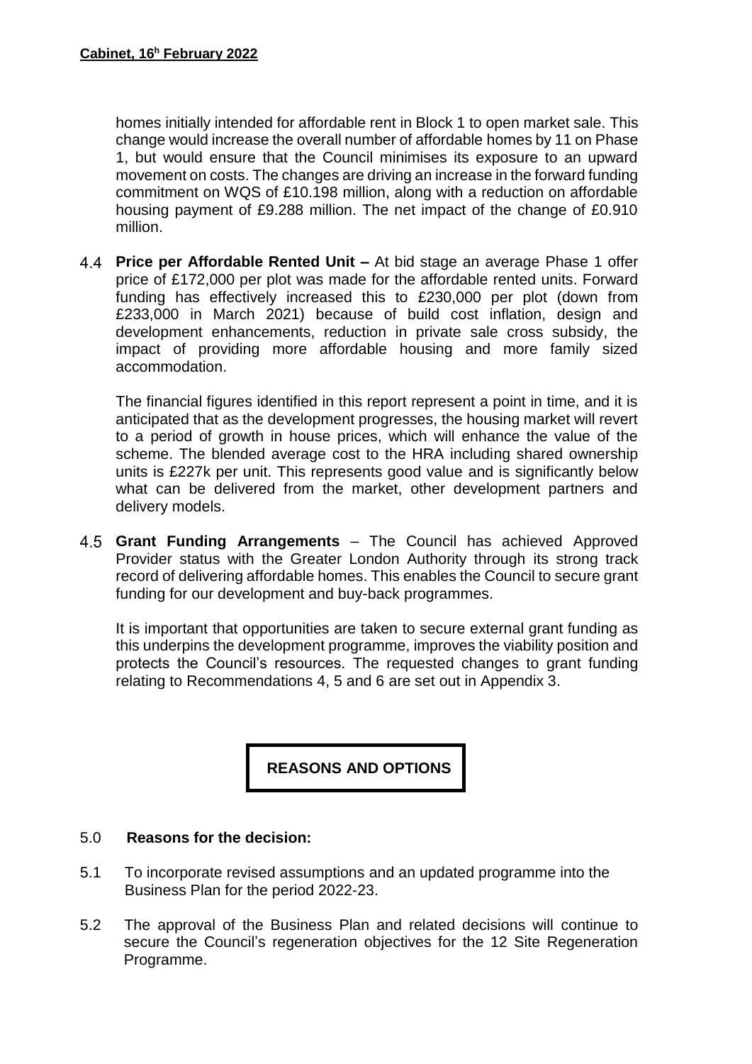homes initially intended for affordable rent in Block 1 to open market sale. This change would increase the overall number of affordable homes by 11 on Phase 1, but would ensure that the Council minimises its exposure to an upward movement on costs. The changes are driving an increase in the forward funding commitment on WQS of £10.198 million, along with a reduction on affordable housing payment of £9.288 million. The net impact of the change of £0.910 million.

4.4 **Price per Affordable Rented Unit –** At bid stage an average Phase 1 offer price of £172,000 per plot was made for the affordable rented units. Forward funding has effectively increased this to £230,000 per plot (down from £233,000 in March 2021) because of build cost inflation, design and development enhancements, reduction in private sale cross subsidy, the impact of providing more affordable housing and more family sized accommodation.

The financial figures identified in this report represent a point in time, and it is anticipated that as the development progresses, the housing market will revert to a period of growth in house prices, which will enhance the value of the scheme. The blended average cost to the HRA including shared ownership units is £227k per unit. This represents good value and is significantly below what can be delivered from the market, other development partners and delivery models.

4.5 **Grant Funding Arrangements** – The Council has achieved Approved Provider status with the Greater London Authority through its strong track record of delivering affordable homes. This enables the Council to secure grant funding for our development and buy-back programmes.

It is important that opportunities are taken to secure external grant funding as this underpins the development programme, improves the viability position and protects the Council's resources. The requested changes to grant funding relating to Recommendations 4, 5 and 6 are set out in Appendix 3.

## REASONS AND OPTIONS

### 5.0 Reasons for the decision:

5.1 To incorporate revised assumptions and an updated programme into the Business Plan for the period 2022-23.

5.2 The approval of the Business Plan and related decisions will continue to secure the Council's regeneration objectives for the 12 Site Regeneration Programme.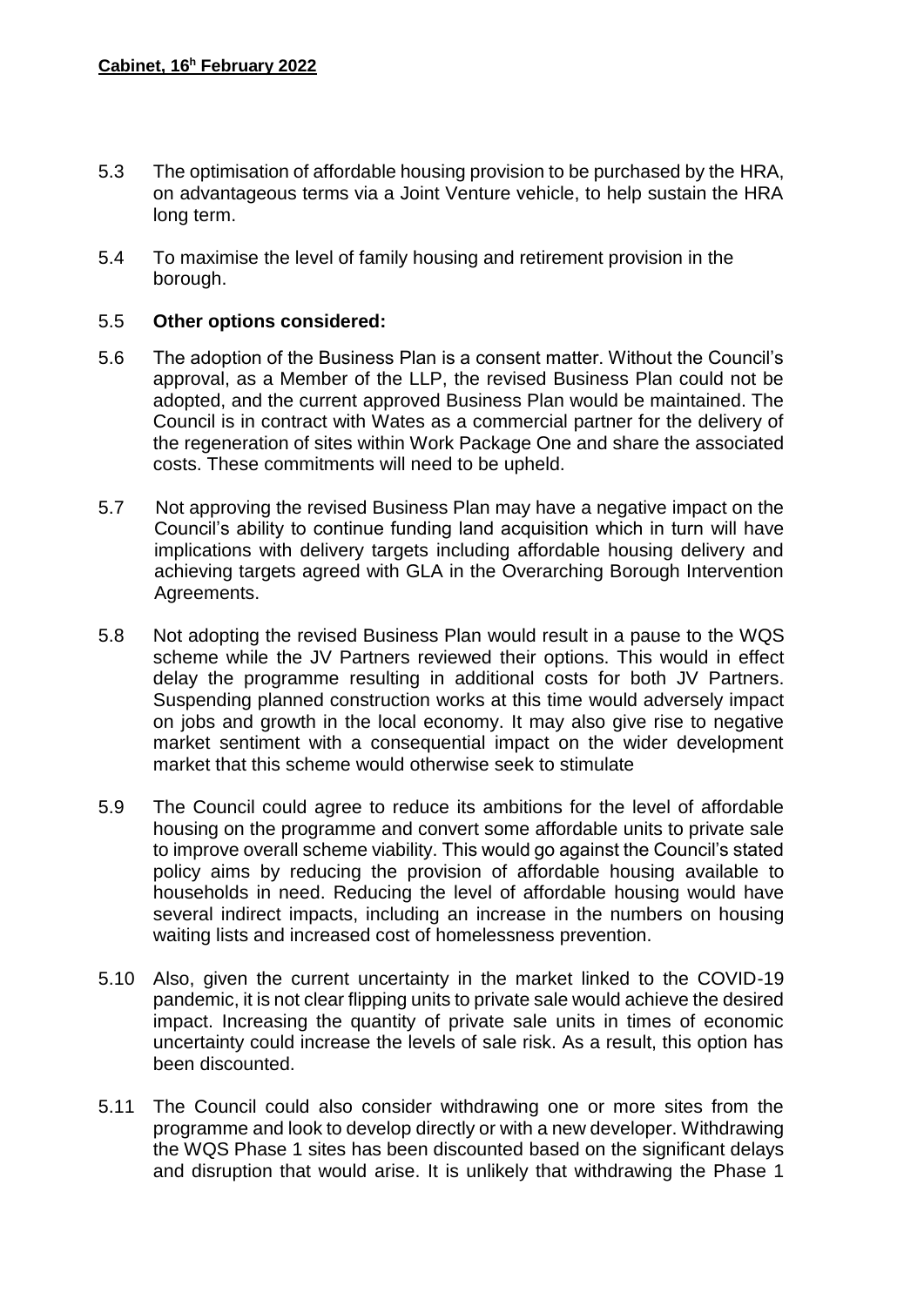5.3 The optimisation of affordable housing provision to be purchased by the HRA, on advantageous terms via a Joint Venture vehicle, to help sustain the HRA long term.

5.4 To maximise the level of family housing and retirement provision in the borough.

5.5 **Other options considered:**

5.6 The adoption of the Business Plan is a consent matter. Without the Council's approval, as a Member of the LLP, the revised Business Plan could not be adopted, and the current approved Business Plan would be maintained. The Council is in contract with Wates as a commercial partner for the delivery of the regeneration of sites within Work Package One and share the associated costs. These commitments will need to be upheld.

5.7 Not approving the revised Business Plan may have a negative impact on the Council's ability to continue funding land acquisition which in turn will have implications with delivery targets including affordable housing delivery and achieving targets agreed with GLA in the Overarching Borough Intervention Agreements.

5.8 Not adopting the revised Business Plan would result in a pause to the WQS scheme while the JV Partners reviewed their options. This would in effect delay the programme resulting in additional costs for both JV Partners. Suspending planned construction works at this time would adversely impact on jobs and growth in the local economy. It may also give rise to negative market sentiment with a consequential impact on the wider development market that this scheme would otherwise seek to stimulate

5.9 The Council could agree to reduce its ambitions for the level of affordable housing on the programme and convert some affordable units to private sale to improve overall scheme viability. This would go against the Council's stated policy aims by reducing the provision of affordable housing available to households in need. Reducing the level of affordable housing would have several indirect impacts, including an increase in the numbers on housing waiting lists and increased cost of homelessness prevention.

5.10 Also, given the current uncertainty in the market linked to the COVID-19 pandemic, it is not clear flipping units to private sale would achieve the desired impact. Increasing the quantity of private sale units in times of economic uncertainty could increase the levels of sale risk. As a result, this option has been discounted.

5.11 The Council could also consider withdrawing one or more sites from the programme and look to develop directly or with a new developer. Withdrawing the WQS Phase 1 sites has been discounted based on the significant delays and disruption that would arise. It is unlikely that withdrawing the Phase 1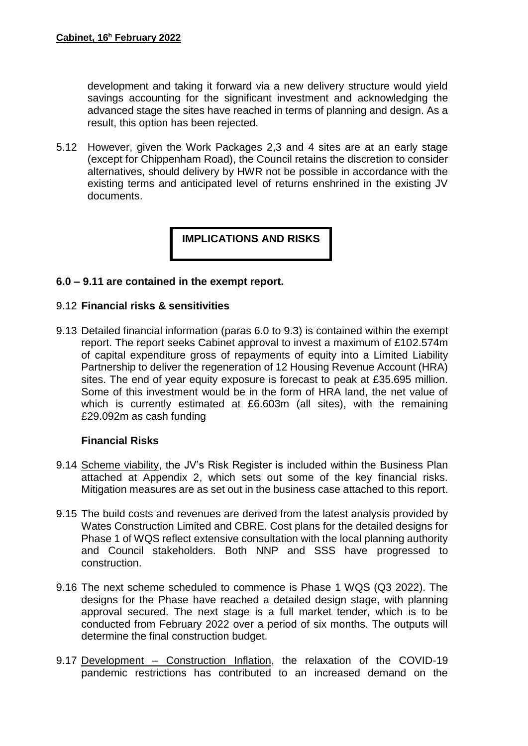development and taking it forward via a new delivery structure would yield savings accounting for the significant investment and acknowledging the advanced stage the sites have reached in terms of planning and design. As a result, this option has been rejected.

5.12 However, given the Work Packages 2,3 and 4 sites are at an early stage (except for Chippenham Road), the Council retains the discretion to consider alternatives, should delivery by HWR not be possible in accordance with the existing terms and anticipated level of returns enshrined in the existing JV documents.

## IMPLICATIONS AND RISKS

**6.0 – 9.11 are contained in the exempt report.**

9.12 **Financial risks & sensitivities**

9.13 Detailed financial information (paras 6.0 to 9.3) is contained within the exempt report. The report seeks Cabinet approval to invest a maximum of £102.574m of capital expenditure gross of repayments of equity into a Limited Liability Partnership to deliver the regeneration of 12 Housing Revenue Account (HRA) sites. The end of year equity exposure is forecast to peak at £35.695 million. Some of this investment would be in the form of HRA land, the net value of which is currently estimated at £6.603m (all sites), with the remaining £29.092m as cash funding

**Financial Risks**

9.14 Scheme viability, the JV's Risk Register is included within the Business Plan attached at Appendix 2, which sets out some of the key financial risks. Mitigation measures are as set out in the business case attached to this report.

9.15 The build costs and revenues are derived from the latest analysis provided by Wates Construction Limited and CBRE. Cost plans for the detailed designs for Phase 1 of WQS reflect extensive consultation with the local planning authority and Council stakeholders. Both NNP and SSS have progressed to construction.

9.16 The next scheme scheduled to commence is Phase 1 WQS (Q3 2022). The designs for the Phase have reached a detailed design stage, with planning approval secured. The next stage is a full market tender, which is to be conducted from February 2022 over a period of six months. The outputs will determine the final construction budget.

9.17 Development – Construction Inflation, the relaxation of the COVID-19 pandemic restrictions has contributed to an increased demand on the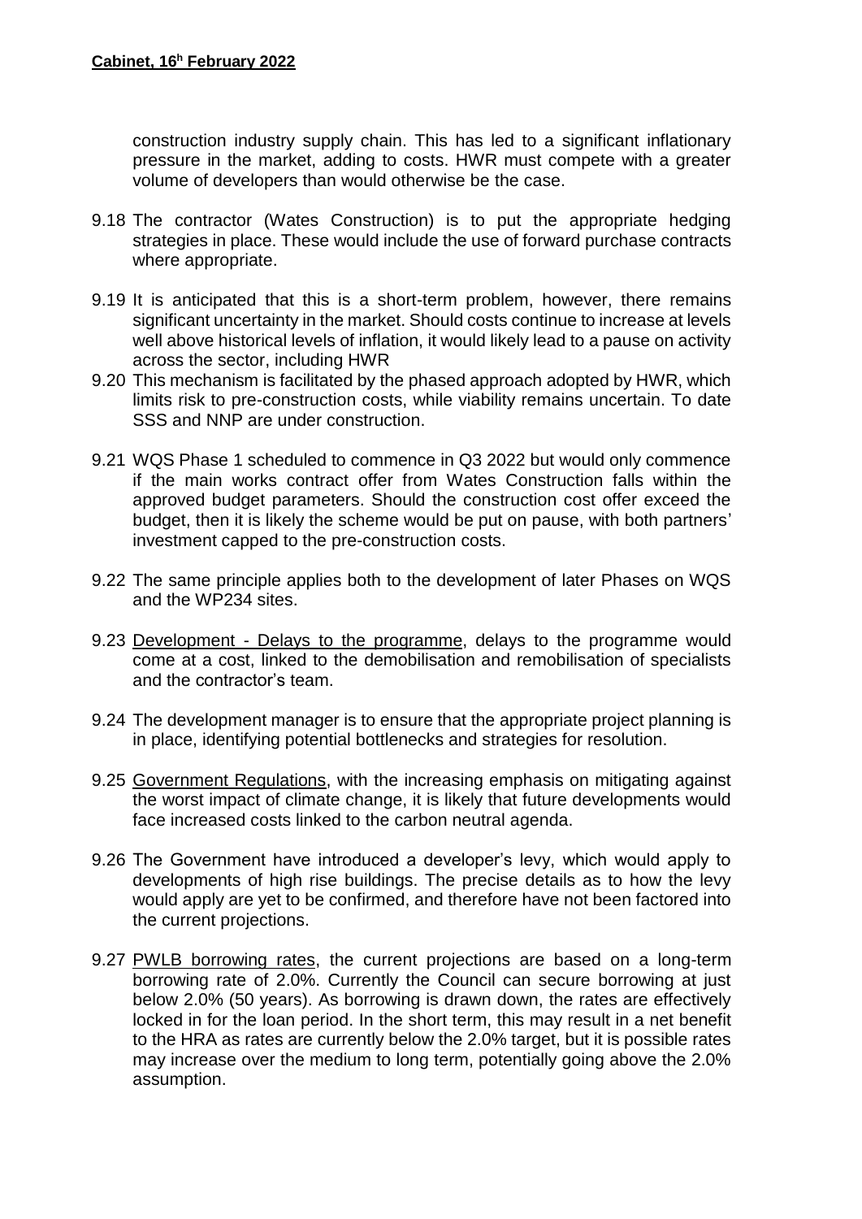construction industry supply chain. This has led to a significant inflationary pressure in the market, adding to costs. HWR must compete with a greater volume of developers than would otherwise be the case.

9.18 The contractor (Wates Construction) is to put the appropriate hedging strategies in place. These would include the use of forward purchase contracts where appropriate.

9.19 It is anticipated that this is a short-term problem, however, there remains significant uncertainty in the market. Should costs continue to increase at levels well above historical levels of inflation, it would likely lead to a pause on activity across the sector, including HWR

9.20 This mechanism is facilitated by the phased approach adopted by HWR, which limits risk to pre-construction costs, while viability remains uncertain. To date SSS and NNP are under construction.

9.21 WQS Phase 1 scheduled to commence in Q3 2022 but would only commence if the main works contract offer from Wates Construction falls within the approved budget parameters. Should the construction cost offer exceed the budget, then it is likely the scheme would be put on pause, with both partners' investment capped to the pre-construction costs.

9.22 The same principle applies both to the development of later Phases on WQS and the WP234 sites.

9.23 Development - Delays to the programme, delays to the programme would come at a cost, linked to the demobilisation and remobilisation of specialists and the contractor's team.

9.24 The development manager is to ensure that the appropriate project planning is in place, identifying potential bottlenecks and strategies for resolution.

9.25 Government Regulations, with the increasing emphasis on mitigating against the worst impact of climate change, it is likely that future developments would face increased costs linked to the carbon neutral agenda.

9.26 The Government have introduced a developer's levy, which would apply to developments of high rise buildings. The precise details as to how the levy would apply are yet to be confirmed, and therefore have not been factored into the current projections.

9.27 PWLB borrowing rates, the current projections are based on a long-term borrowing rate of 2.0%. Currently the Council can secure borrowing at just below 2.0% (50 years). As borrowing is drawn down, the rates are effectively locked in for the loan period. In the short term, this may result in a net benefit to the HRA as rates are currently below the 2.0% target, but it is possible rates may increase over the medium to long term, potentially going above the 2.0% assumption.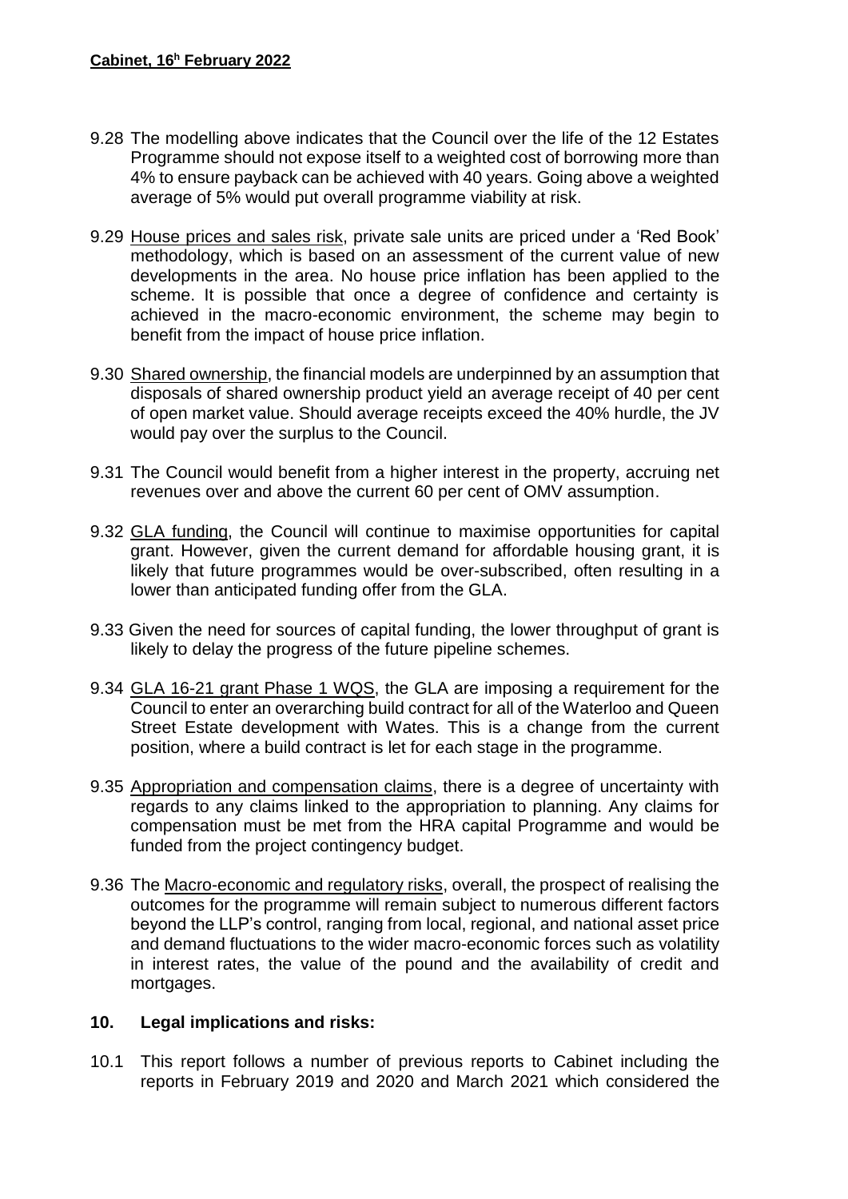9.28 The modelling above indicates that the Council over the life of the 12 Estates Programme should not expose itself to a weighted cost of borrowing more than 4% to ensure payback can be achieved with 40 years. Going above a weighted average of 5% would put overall programme viability at risk.

9.29 House prices and sales risk, private sale units are priced under a 'Red Book' methodology, which is based on an assessment of the current value of new developments in the area. No house price inflation has been applied to the scheme. It is possible that once a degree of confidence and certainty is achieved in the macro-economic environment, the scheme may begin to benefit from the impact of house price inflation.

9.30 Shared ownership, the financial models are underpinned by an assumption that disposals of shared ownership product yield an average receipt of 40 per cent of open market value. Should average receipts exceed the 40% hurdle, the JV would pay over the surplus to the Council.

9.31 The Council would benefit from a higher interest in the property, accruing net revenues over and above the current 60 per cent of OMV assumption.

9.32 GLA funding, the Council will continue to maximise opportunities for capital grant. However, given the current demand for affordable housing grant, it is likely that future programmes would be over-subscribed, often resulting in a lower than anticipated funding offer from the GLA.

9.33 Given the need for sources of capital funding, the lower throughput of grant is likely to delay the progress of the future pipeline schemes.

9.34 GLA 16-21 grant Phase 1 WQS, the GLA are imposing a requirement for the Council to enter an overarching build contract for all of the Waterloo and Queen Street Estate development with Wates. This is a change from the current position, where a build contract is let for each stage in the programme.

9.35 Appropriation and compensation claims, there is a degree of uncertainty with regards to any claims linked to the appropriation to planning. Any claims for compensation must be met from the HRA capital Programme and would be funded from the project contingency budget.

9.36 The Macro-economic and regulatory risks, overall, the prospect of realising the outcomes for the programme will remain subject to numerous different factors beyond the LLP's control, ranging from local, regional, and national asset price and demand fluctuations to the wider macro-economic forces such as volatility in interest rates, the value of the pound and the availability of credit and mortgages.

## 10. Legal implications and risks:

10.1 This report follows a number of previous reports to Cabinet including the reports in February 2019 and 2020 and March 2021 which considered the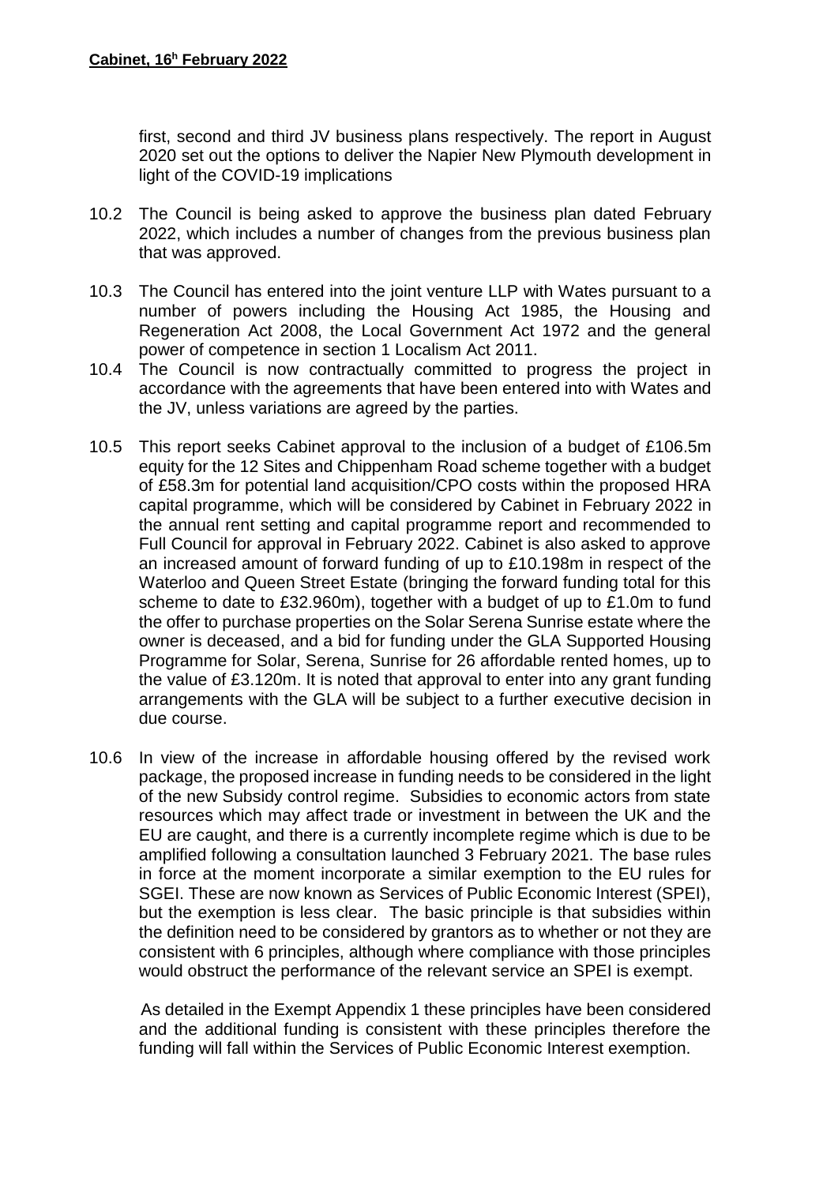first, second and third JV business plans respectively. The report in August 2020 set out the options to deliver the Napier New Plymouth development in light of the COVID-19 implications

10.2 The Council is being asked to approve the business plan dated February 2022, which includes a number of changes from the previous business plan that was approved.

10.3 The Council has entered into the joint venture LLP with Wates pursuant to a number of powers including the Housing Act 1985, the Housing and Regeneration Act 2008, the Local Government Act 1972 and the general power of competence in section 1 Localism Act 2011.

10.4 The Council is now contractually committed to progress the project in accordance with the agreements that have been entered into with Wates and the JV, unless variations are agreed by the parties.

10.5 This report seeks Cabinet approval to the inclusion of a budget of £106.5m equity for the 12 Sites and Chippenham Road scheme together with a budget of £58.3m for potential land acquisition/CPO costs within the proposed HRA capital programme, which will be considered by Cabinet in February 2022 in the annual rent setting and capital programme report and recommended to Full Council for approval in February 2022. Cabinet is also asked to approve an increased amount of forward funding of up to £10.198m in respect of the Waterloo and Queen Street Estate (bringing the forward funding total for this scheme to date to £32.960m), together with a budget of up to £1.0m to fund the offer to purchase properties on the Solar Serena Sunrise estate where the owner is deceased, and a bid for funding under the GLA Supported Housing Programme for Solar, Serena, Sunrise for 26 affordable rented homes, up to the value of £3.120m. It is noted that approval to enter into any grant funding arrangements with the GLA will be subject to a further executive decision in due course.

10.6 In view of the increase in affordable housing offered by the revised work package, the proposed increase in funding needs to be considered in the light of the new Subsidy control regime. Subsidies to economic actors from state resources which may affect trade or investment in between the UK and the EU are caught, and there is a currently incomplete regime which is due to be amplified following a consultation launched 3 February 2021. The base rules in force at the moment incorporate a similar exemption to the EU rules for SGEI. These are now known as Services of Public Economic Interest (SPEI), but the exemption is less clear. The basic principle is that subsidies within the definition need to be considered by grantors as to whether or not they are consistent with 6 principles, although where compliance with those principles would obstruct the performance of the relevant service an SPEI is exempt.

As detailed in the Exempt Appendix 1 these principles have been considered and the additional funding is consistent with these principles therefore the funding will fall within the Services of Public Economic Interest exemption.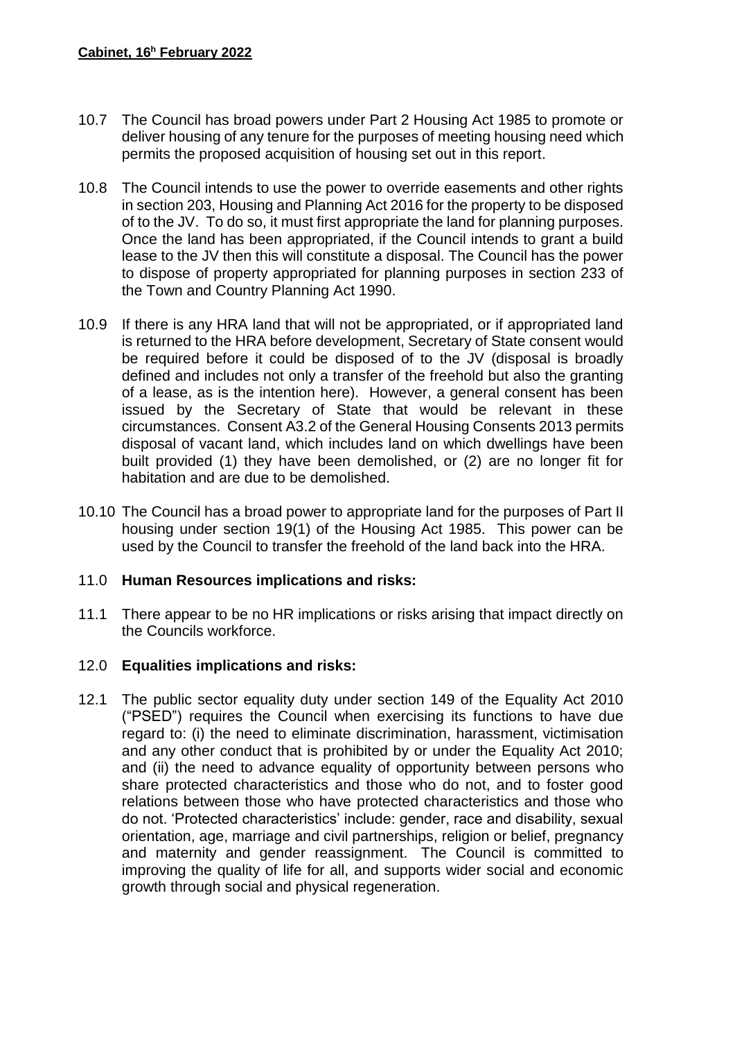10.7 The Council has broad powers under Part 2 Housing Act 1985 to promote or deliver housing of any tenure for the purposes of meeting housing need which permits the proposed acquisition of housing set out in this report.

10.8 The Council intends to use the power to override easements and other rights in section 203, Housing and Planning Act 2016 for the property to be disposed of to the JV. To do so, it must first appropriate the land for planning purposes. Once the land has been appropriated, if the Council intends to grant a build lease to the JV then this will constitute a disposal. The Council has the power to dispose of property appropriated for planning purposes in section 233 of the Town and Country Planning Act 1990.

10.9 If there is any HRA land that will not be appropriated, or if appropriated land is returned to the HRA before development, Secretary of State consent would be required before it could be disposed of to the JV (disposal is broadly defined and includes not only a transfer of the freehold but also the granting of a lease, as is the intention here). However, a general consent has been issued by the Secretary of State that would be relevant in these circumstances. Consent A3.2 of the General Housing Consents 2013 permits disposal of vacant land, which includes land on which dwellings have been built provided (1) they have been demolished, or (2) are no longer fit for habitation and are due to be demolished.

10.10 The Council has a broad power to appropriate land for the purposes of Part II housing under section 19(1) of the Housing Act 1985. This power can be used by the Council to transfer the freehold of the land back into the HRA.

## 11.0 **Human Resources implications and risks:**

11.1 There appear to be no HR implications or risks arising that impact directly on the Councils workforce.

## 12.0 **Equalities implications and risks:**

12.1 The public sector equality duty under section 149 of the Equality Act 2010 ("PSED") requires the Council when exercising its functions to have due regard to: (i) the need to eliminate discrimination, harassment, victimisation and any other conduct that is prohibited by or under the Equality Act 2010; and (ii) the need to advance equality of opportunity between persons who share protected characteristics and those who do not, and to foster good relations between those who have protected characteristics and those who do not. 'Protected characteristics' include: gender, race and disability, sexual orientation, age, marriage and civil partnerships, religion or belief, pregnancy and maternity and gender reassignment. The Council is committed to improving the quality of life for all, and supports wider social and economic growth through social and physical regeneration.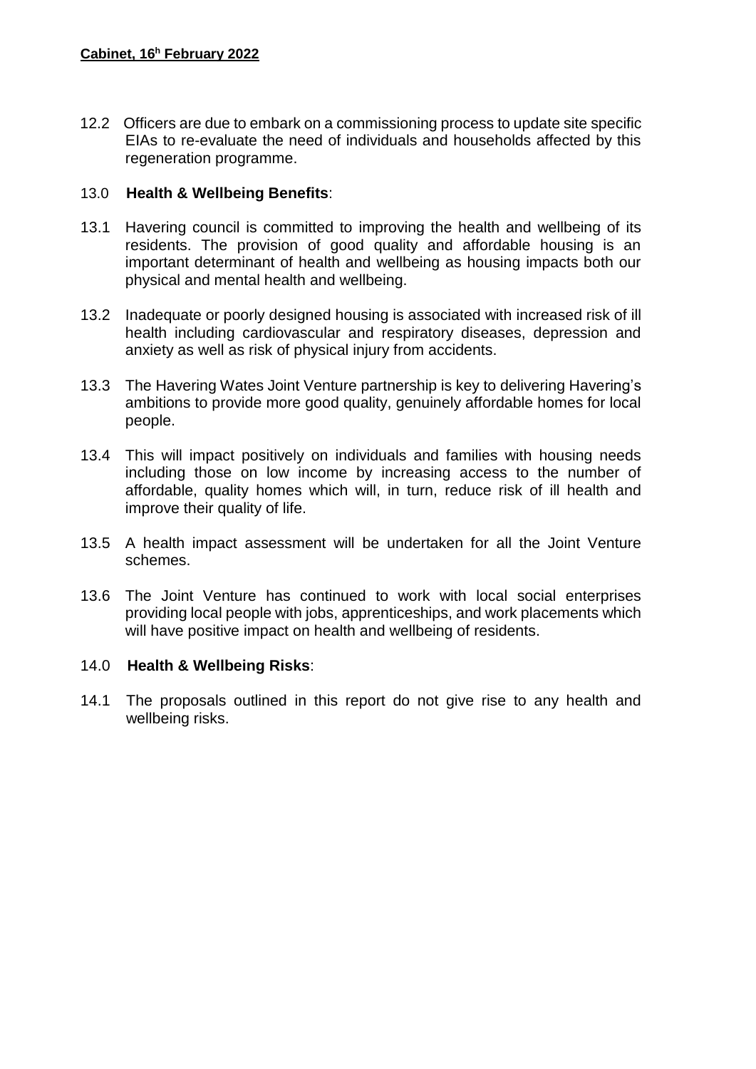12.2 Officers are due to embark on a commissioning process to update site specific EIAs to re-evaluate the need of individuals and households affected by this regeneration programme.

## 13.0 **Health & Wellbeing Benefits**:

13.1 Havering council is committed to improving the health and wellbeing of its residents. The provision of good quality and affordable housing is an important determinant of health and wellbeing as housing impacts both our physical and mental health and wellbeing.

13.2 Inadequate or poorly designed housing is associated with increased risk of ill health including cardiovascular and respiratory diseases, depression and anxiety as well as risk of physical injury from accidents.

13.3 The Havering Wates Joint Venture partnership is key to delivering Havering's ambitions to provide more good quality, genuinely affordable homes for local people.

13.4 This will impact positively on individuals and families with housing needs including those on low income by increasing access to the number of affordable, quality homes which will, in turn, reduce risk of ill health and improve their quality of life.

13.5 A health impact assessment will be undertaken for all the Joint Venture schemes.

13.6 The Joint Venture has continued to work with local social enterprises providing local people with jobs, apprenticeships, and work placements which will have positive impact on health and wellbeing of residents.

## 14.0 **Health & Wellbeing Risks**:

14.1 The proposals outlined in this report do not give rise to any health and wellbeing risks.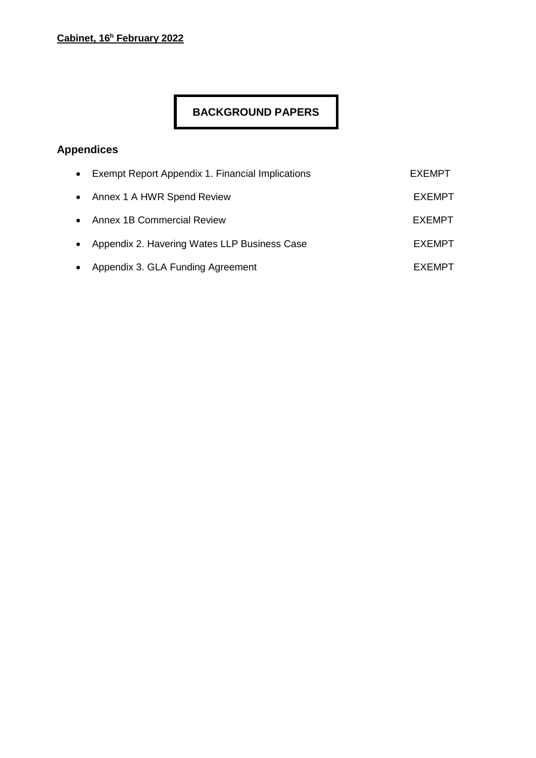**Cabinet, 16h February 2022**

## BACKGROUND PAPERS

### Appendices

- Exempt Report Appendix 1. Financial Implications EXEMPT
- Annex 1 A HWR Spend Review EXEMPT
- Annex 1B Commercial Review EXEMPT
- Appendix 2. Havering Wates LLP Business Case EXEMPT
- Appendix 3. GLA Funding Agreement EXEMPT